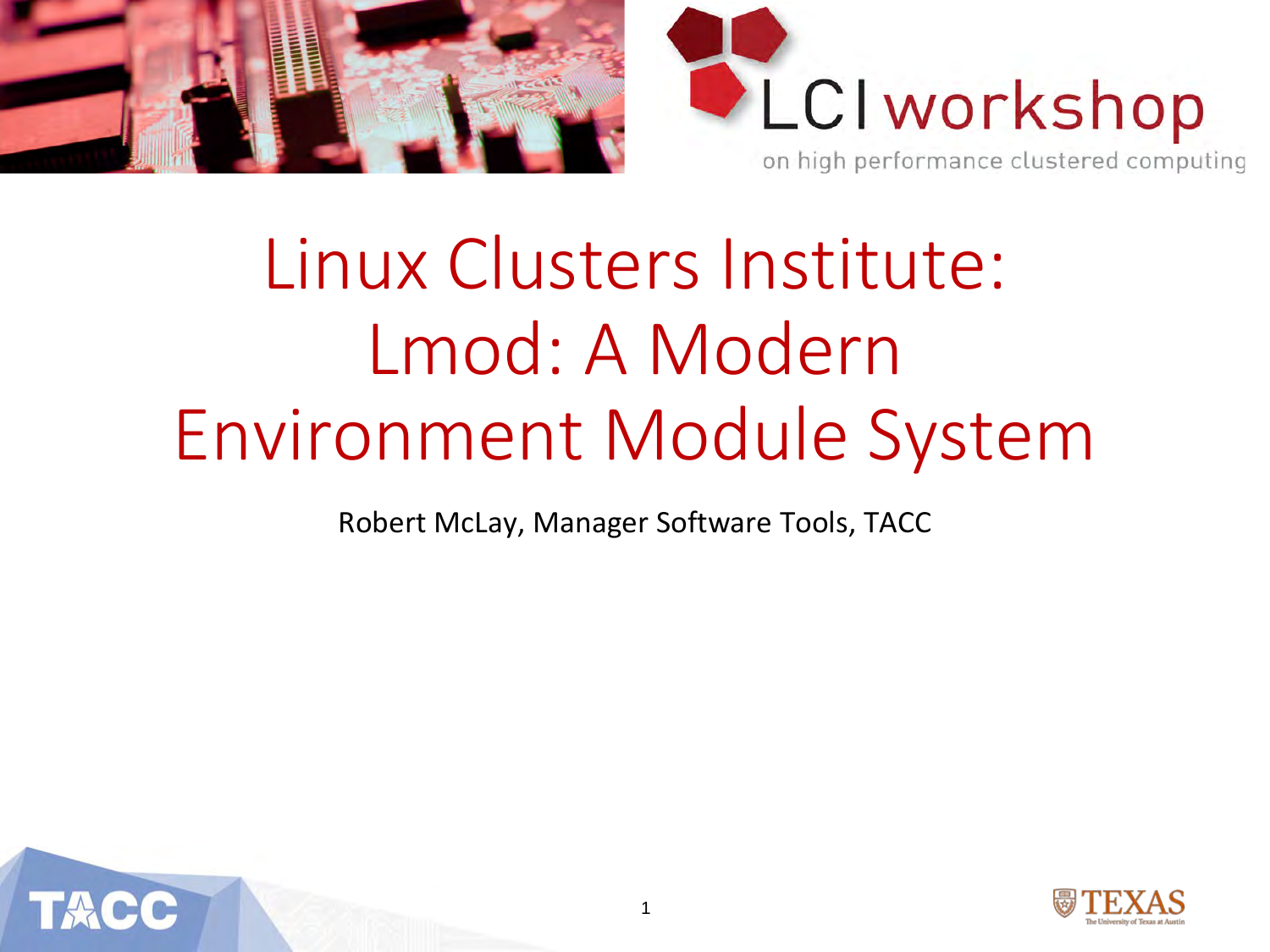LCI workshop

on high performance clustered computing

# Linux Clusters Institute: Lmod: A Modern Environment Module System

Robert McLay, Manager Software Tools, TACC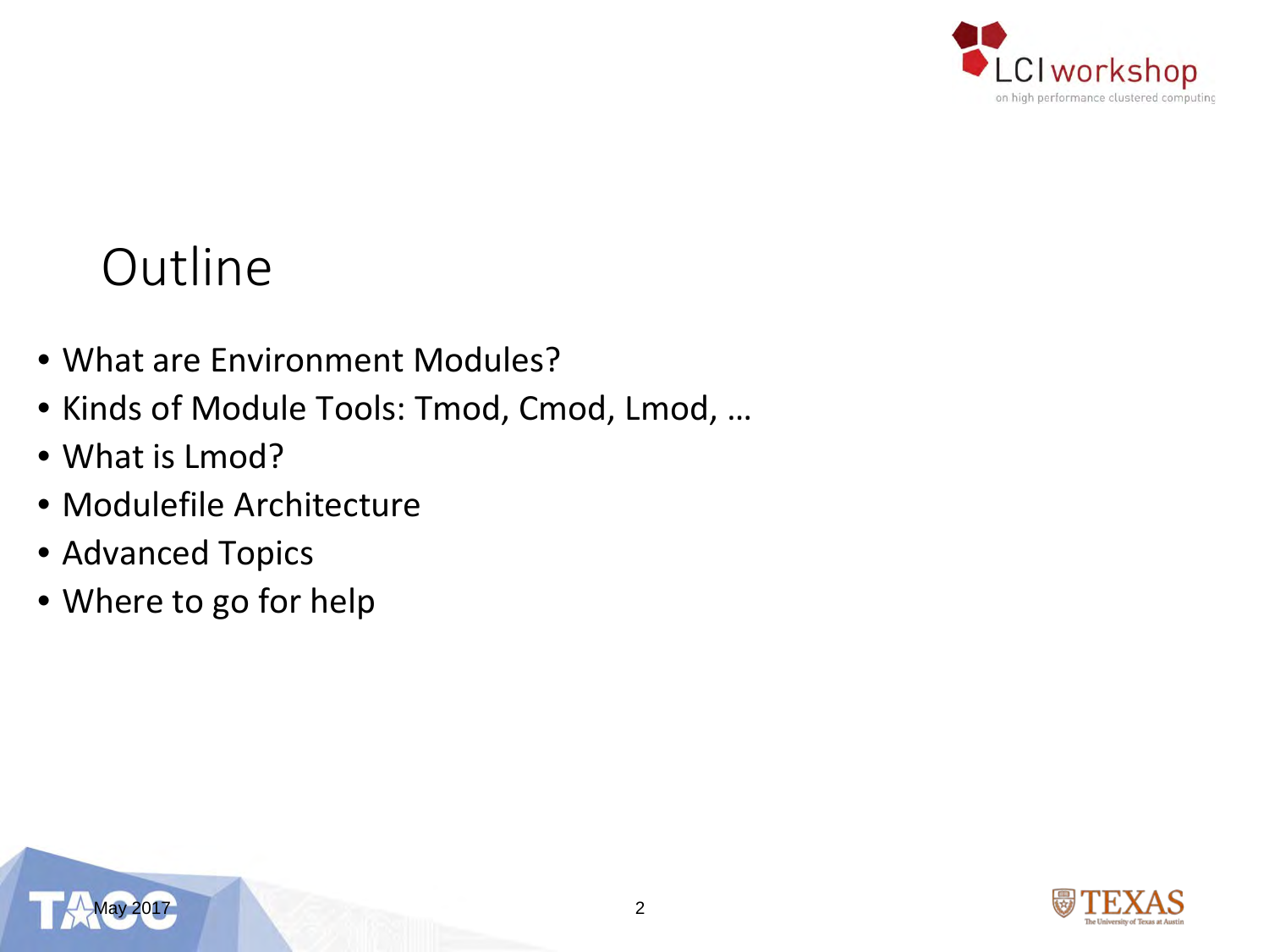# Outline

- What are Environment Modules?
- Kinds of Module Tools: Tmod, Cmod, Lmod, …
- What is Lmod?
- Modulefile Architecture
- Advanced Topics
- Where to go for help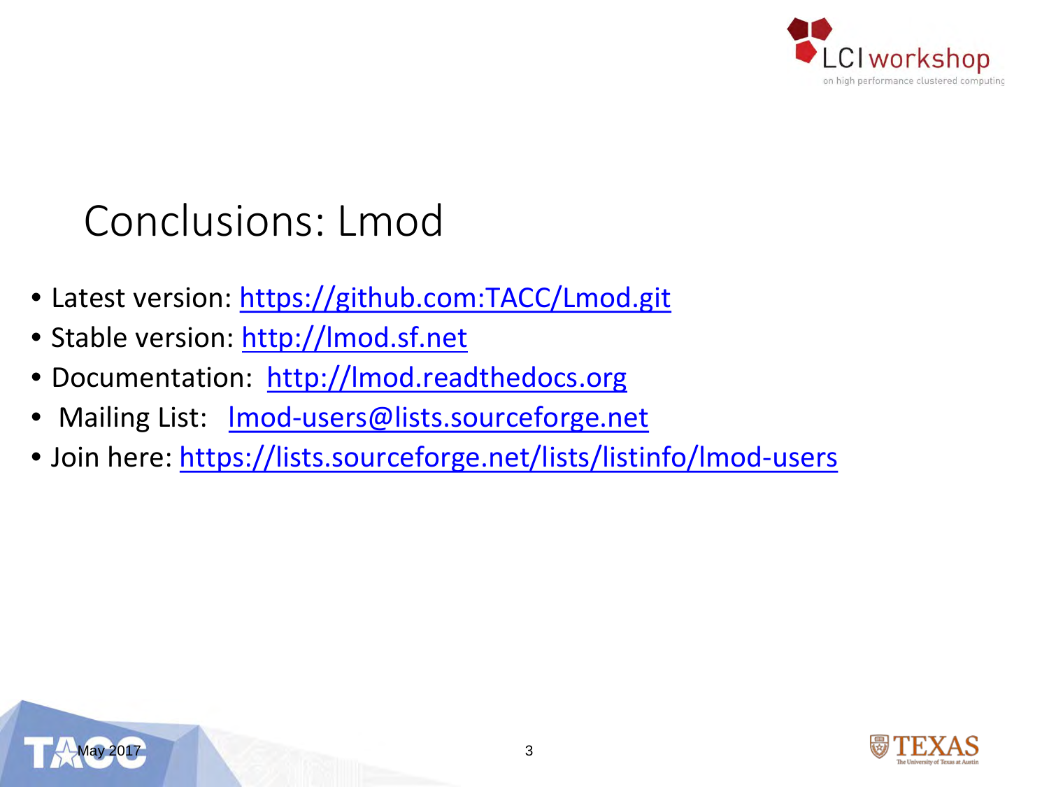# Conclusions: Lmod

- Latest version: https://github.com:TACC/Lmod.git
- Stable version: http://lmod.sf.net
- Documentation: http://lmod.readthedocs.org
- Mailing List: lmod-users@lists.sourceforge.net
- Join here: https://lists.sourceforge.net/lists/listinfo/lmod-users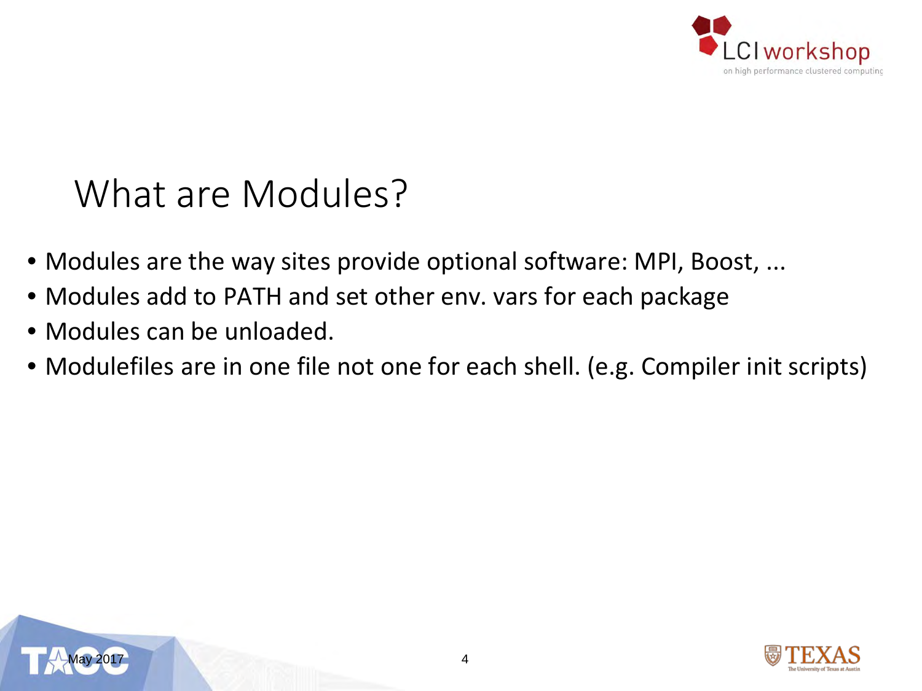# What are Modules?

- Modules are the way sites provide optional software: MPI, Boost, ...
- Modules add to PATH and set other env. vars for each package
- Modules can be unloaded.
- Modulefiles are in one file not one for each shell. (e.g. Compiler init scripts)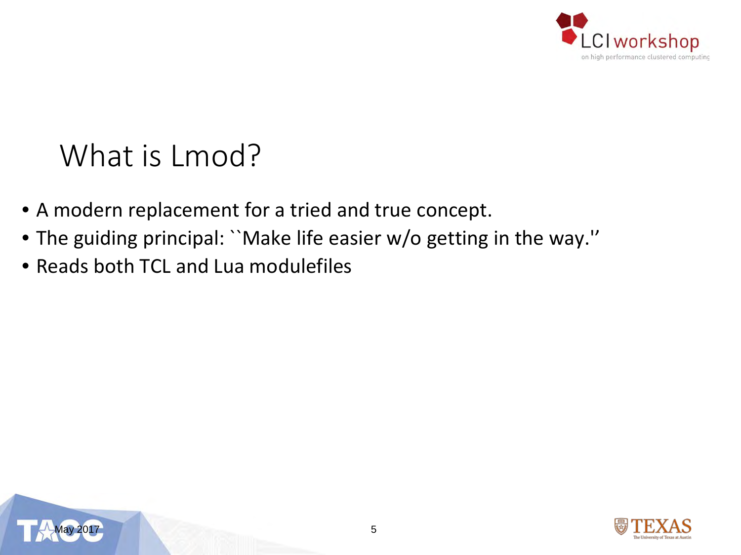# What is Lmod?

- A modern replacement for a tried and true concept.
- The guiding principal: ``Make life easier w/o getting in the way.''
- Reads both TCL and Lua modulefiles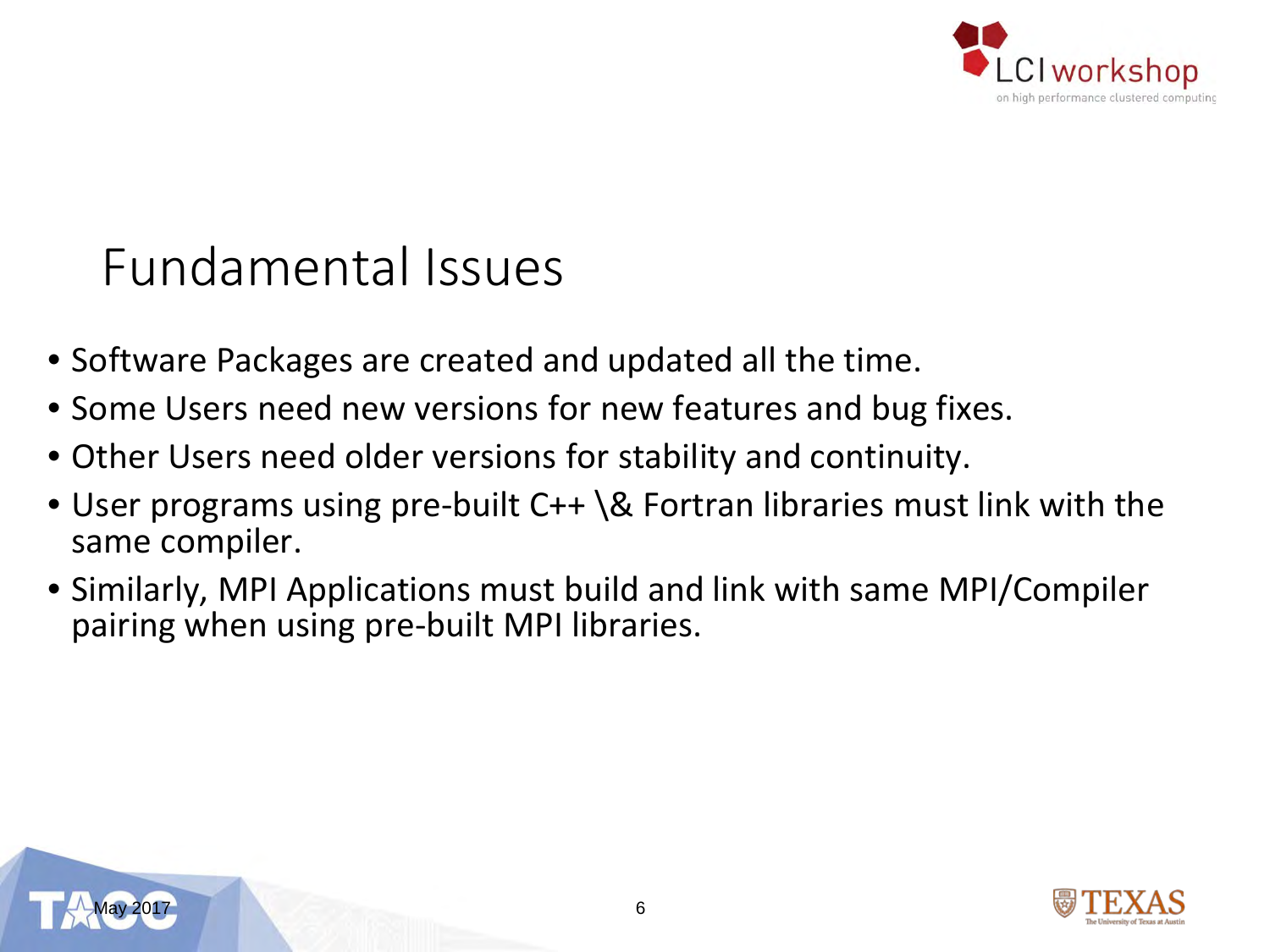# Fundamental Issues

- Software Packages are created and updated all the time.
- Some Users need new versions for new features and bug fixes.
- Other Users need older versions for stability and continuity.
- User programs using pre-built C++ \& Fortran libraries must link with the same compiler.
- Similarly, MPI Applications must build and link with same MPI/Compiler pairing when using pre-built MPI libraries.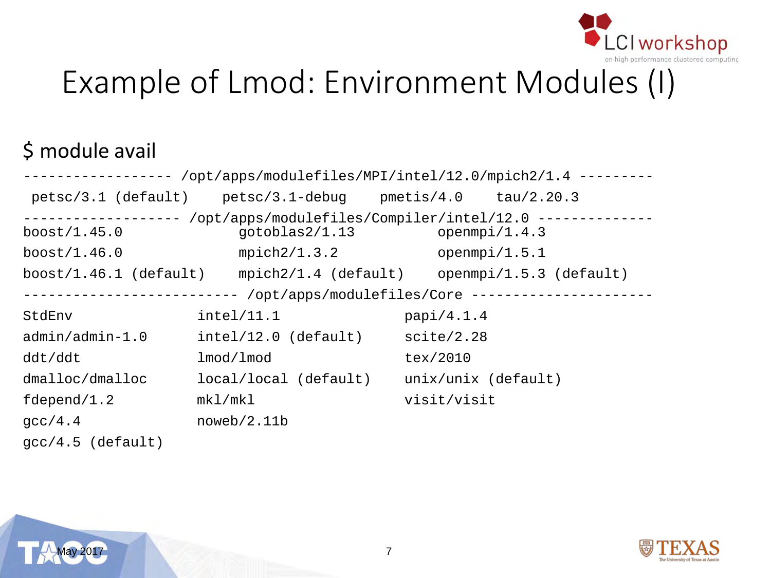# Example of Lmod: Environment Modules (I)

$ module avail

```
------------------ /opt/apps/modulefiles/MPI/intel/12.0/mpich2/1.4 ---------
 petsc/3.1 (default)    petsc/3.1-debug    pmetis/4.0    tau/2.20.3
------------------- /opt/apps/modulefiles/Compiler/intel/12.0 --------------
boost/1.45.0              gotoblas2/1.13          openmpi/1.4.3
boost/1.46.0              mpich2/1.3.2            openmpi/1.5.1
boost/1.46.1 (default)    mpich2/1.4 (default)    openmpi/1.5.3 (default)
-------------------------- /opt/apps/modulefiles/Core ----------------------
StdEnv               intel/11.1                papi/4.1.4
admin/admin-1.0      intel/12.0 (default)      scite/2.28
ddt/ddt              lmod/lmod                 tex/2010
dmalloc/dmalloc      local/local (default)     unix/unix (default)
fdepend/1.2          mkl/mkl                   visit/visit
gcc/4.4              noweb/2.11b
gcc/4.5 (default)
```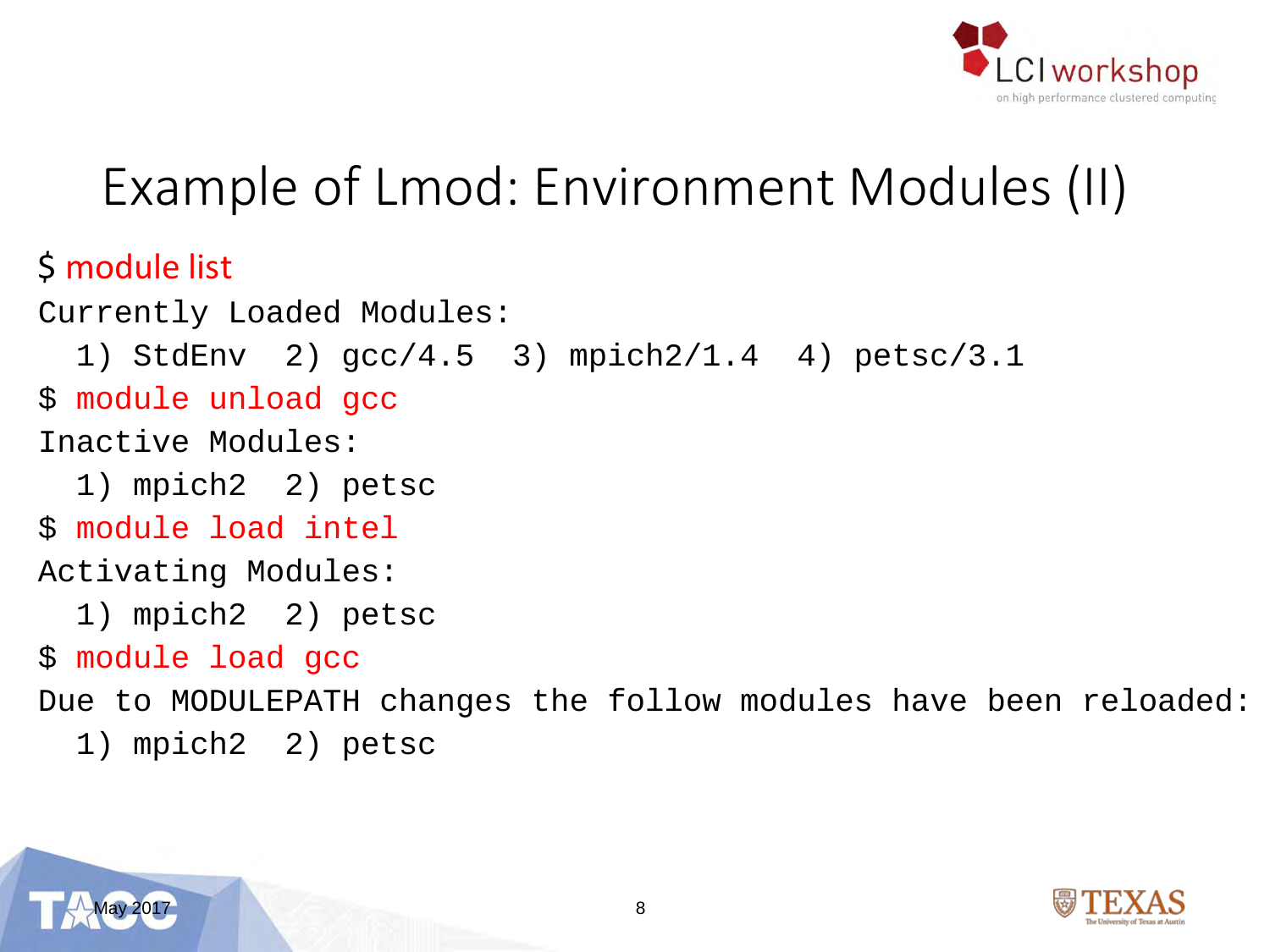# Example of Lmod: Environment Modules (II)

```
$ module list
Currently Loaded Modules:
  1) StdEnv  2) gcc/4.5  3) mpich2/1.4  4) petsc/3.1
$ module unload gcc
Inactive Modules:
  1) mpich2  2) petsc
$ module load intel
Activating Modules:
  1) mpich2  2) petsc
$ module load gcc
Due to MODULEPATH changes the follow modules have been reloaded:
  1) mpich2  2) petsc
```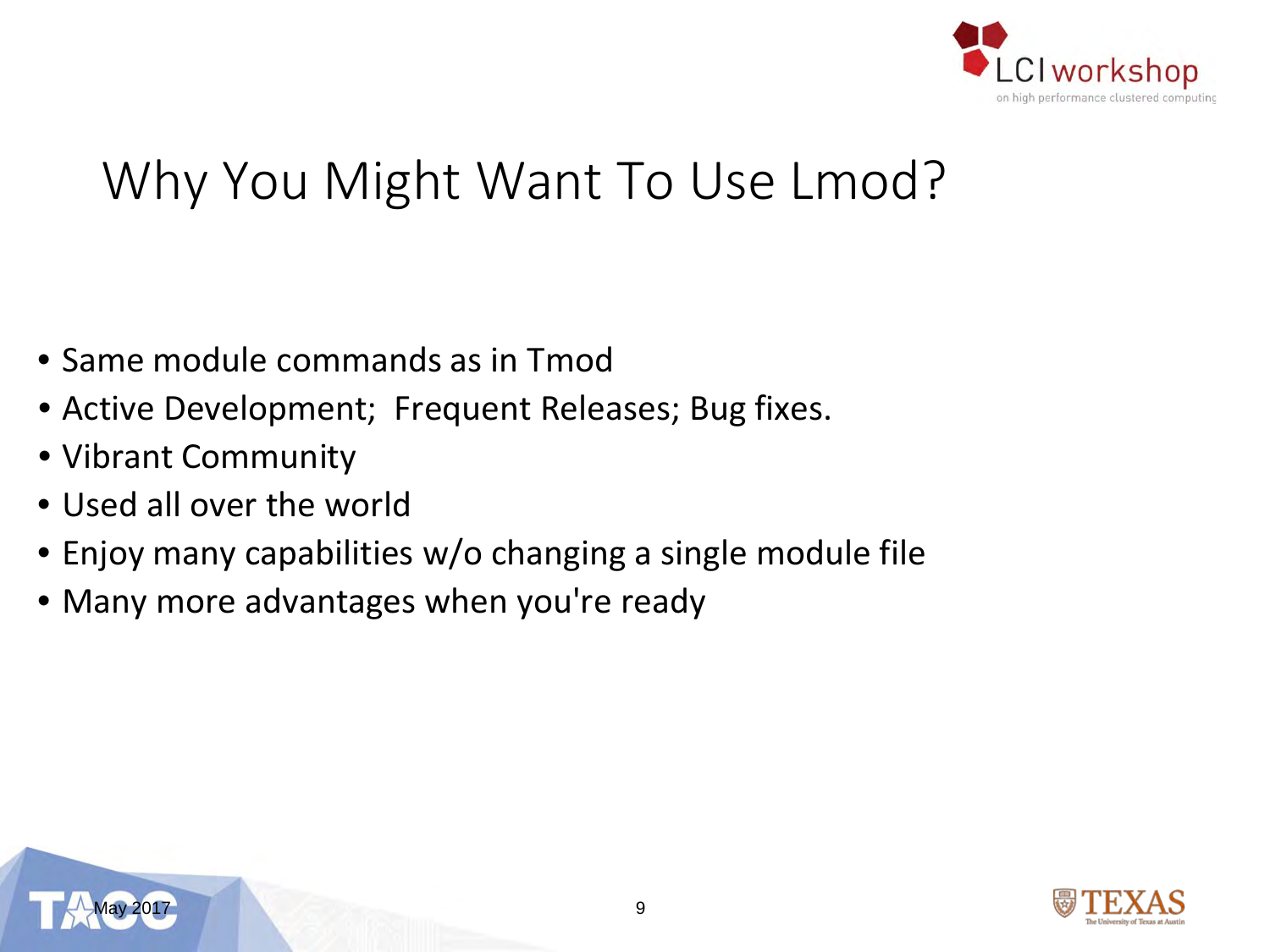# Why You Might Want To Use Lmod?

- Same module commands as in Tmod
- Active Development;  Frequent Releases; Bug fixes.
- Vibrant Community
- Used all over the world
- Enjoy many capabilities w/o changing a single module file
- Many more advantages when you're ready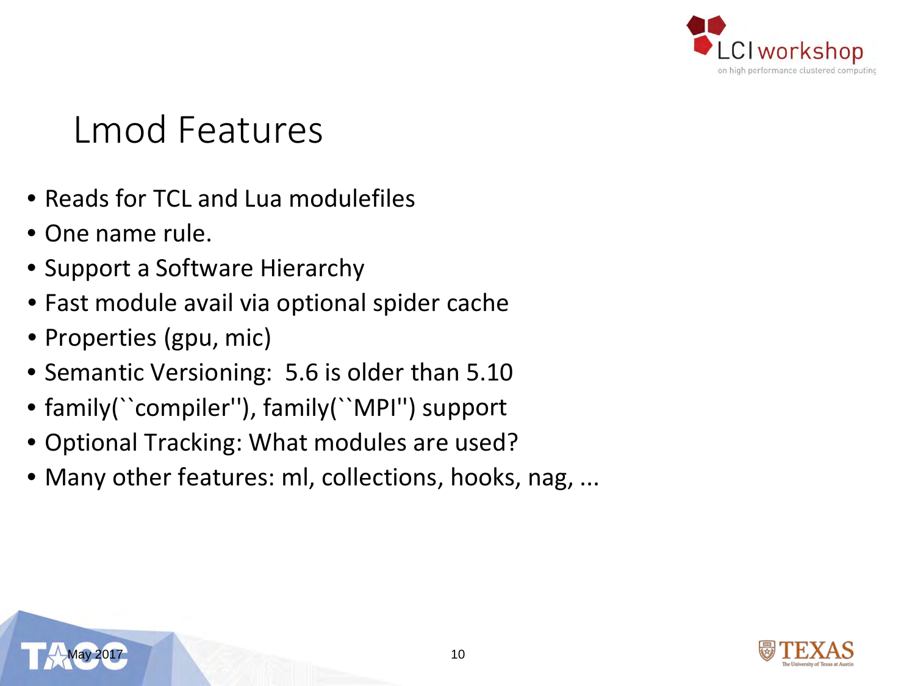# Lmod Features

- Reads for TCL and Lua modulefiles
- One name rule.
- Support a Software Hierarchy
- Fast module avail via optional spider cache
- Properties (gpu, mic)
- Semantic Versioning:  5.6 is older than 5.10
- family(``compiler''), family(``MPI'') support
- Optional Tracking: What modules are used?
- Many other features: ml, collections, hooks, nag, ...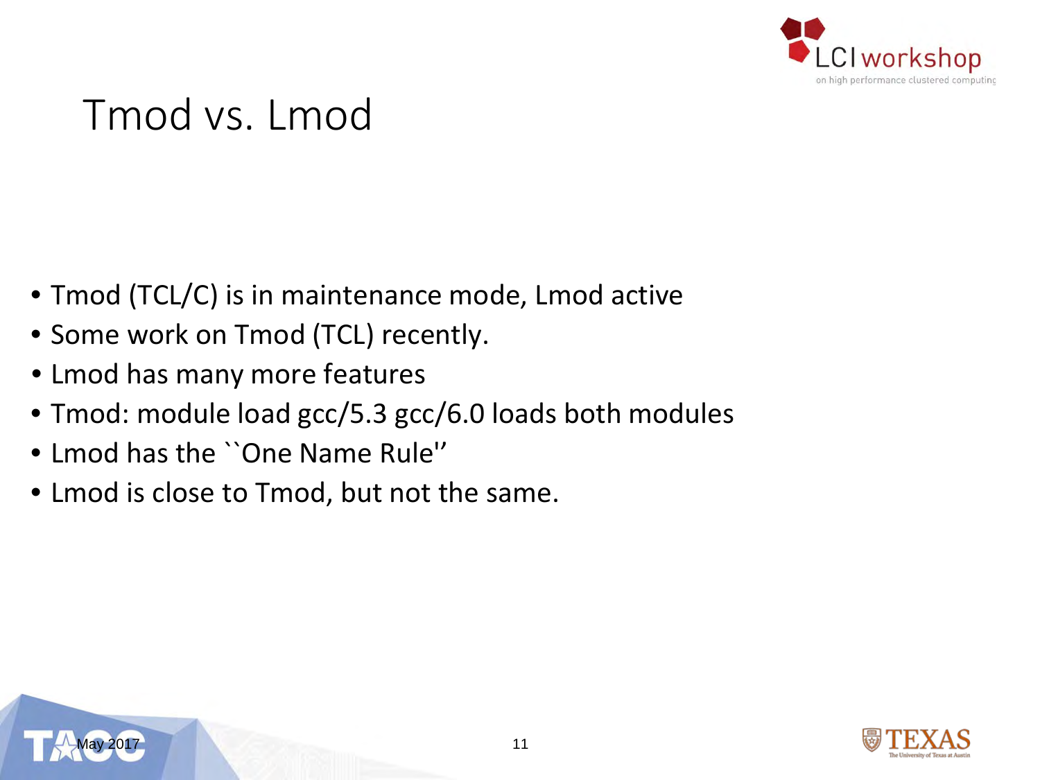# Tmod vs. Lmod

- Tmod (TCL/C) is in maintenance mode, Lmod active
- Some work on Tmod (TCL) recently.
- Lmod has many more features
- Tmod: module load gcc/5.3 gcc/6.0 loads both modules
- Lmod has the ``One Name Rule''
- Lmod is close to Tmod, but not the same.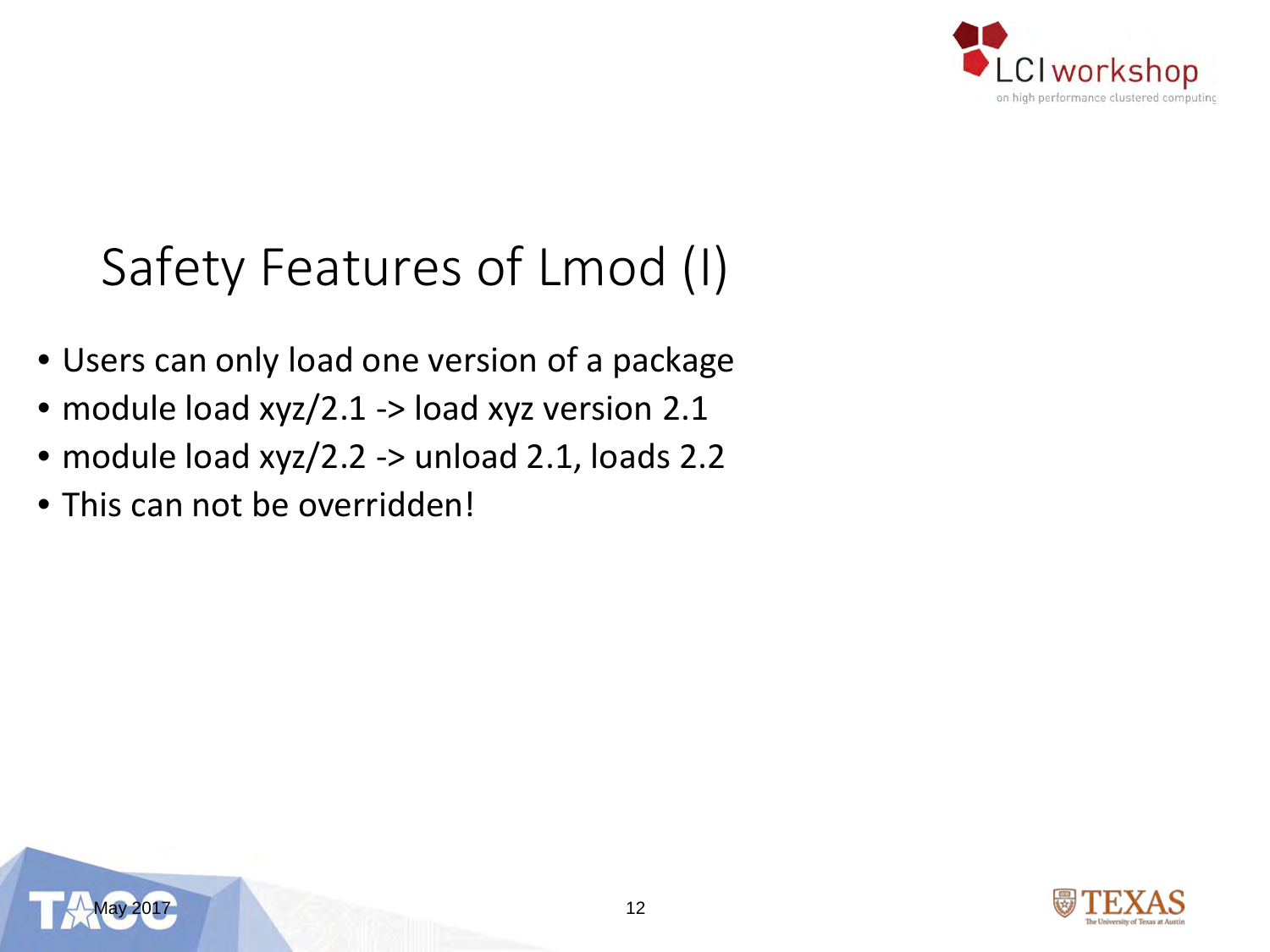# Safety Features of Lmod (I)

- Users can only load one version of a package
- module load xyz/2.1 -> load xyz version 2.1
- module load xyz/2.2 -> unload 2.1, loads 2.2
- This can not be overridden!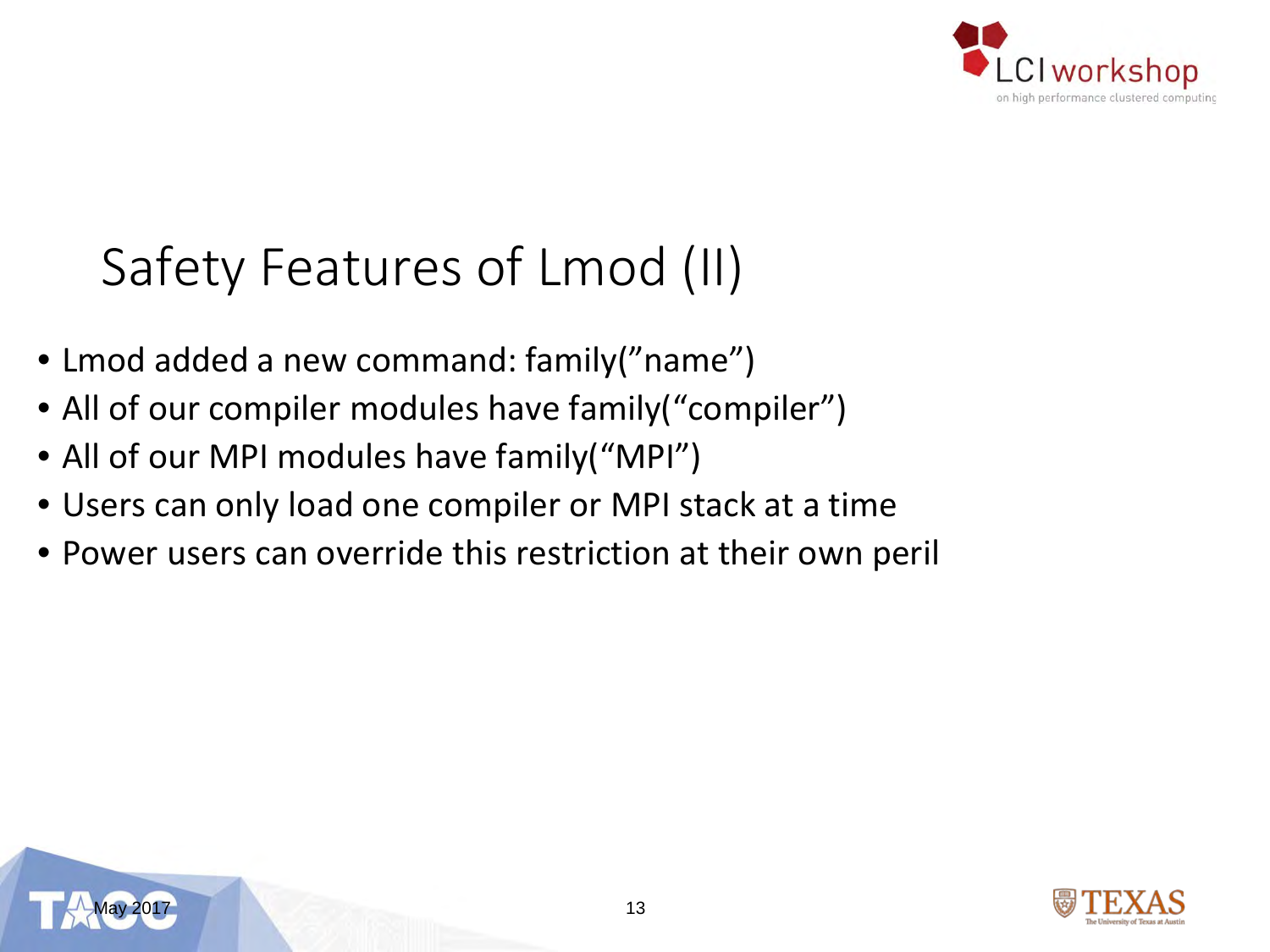# Safety Features of Lmod (II)

- Lmod added a new command: family(”name”)
- All of our compiler modules have family(“compiler”)
- All of our MPI modules have family(“MPI”)
- Users can only load one compiler or MPI stack at a time
- Power users can override this restriction at their own peril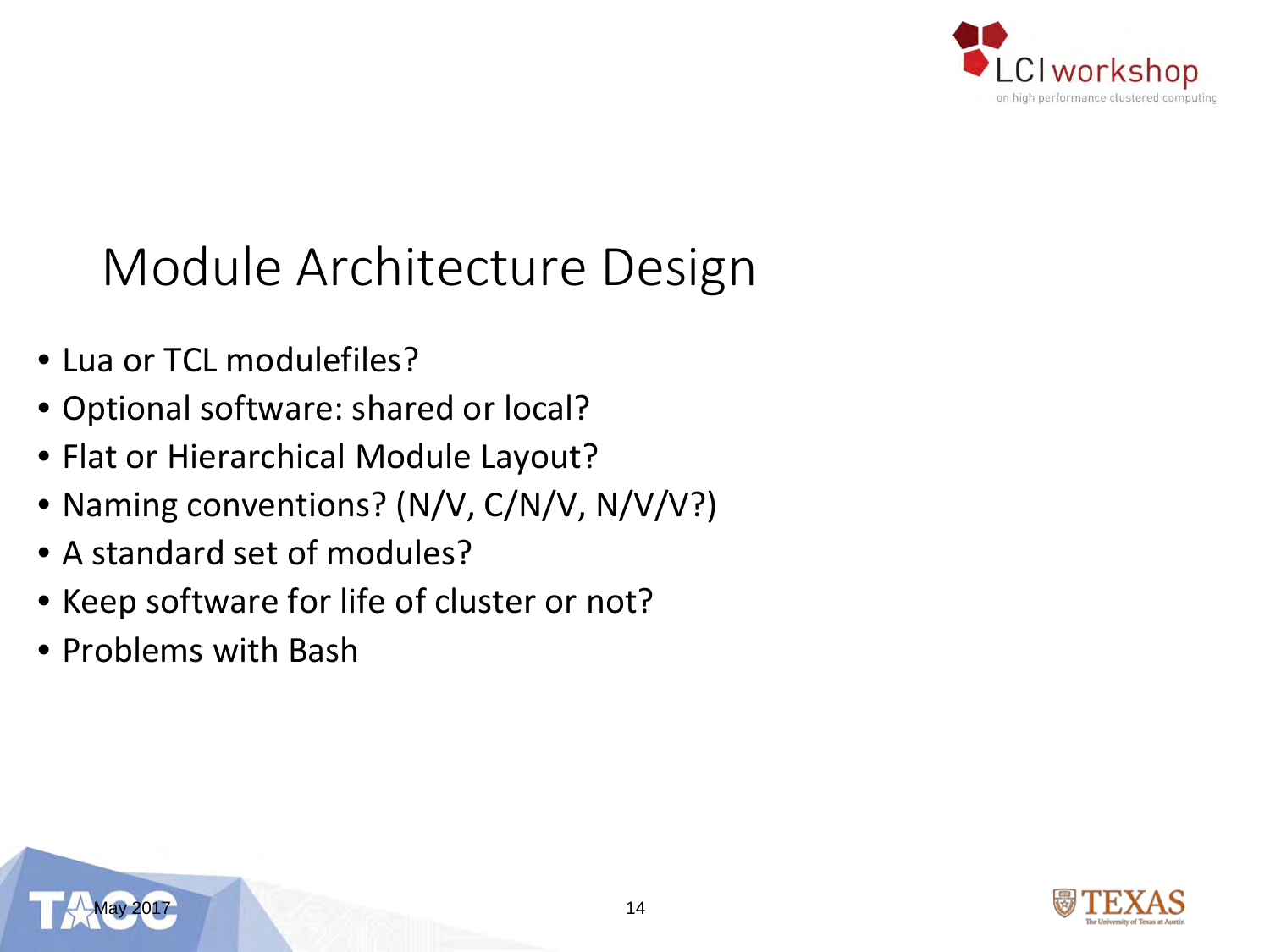# Module Architecture Design

- Lua or TCL modulefiles?
- Optional software: shared or local?
- Flat or Hierarchical Module Layout?
- Naming conventions? (N/V, C/N/V, N/V/V?)
- A standard set of modules?
- Keep software for life of cluster or not?
- Problems with Bash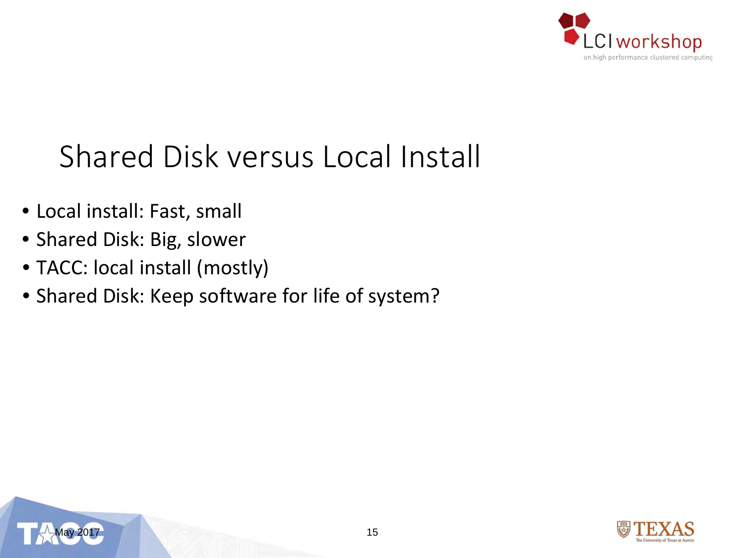# Shared Disk versus Local Install

- Local install: Fast, small
- Shared Disk: Big, slower
- TACC: local install (mostly)
- Shared Disk: Keep software for life of system?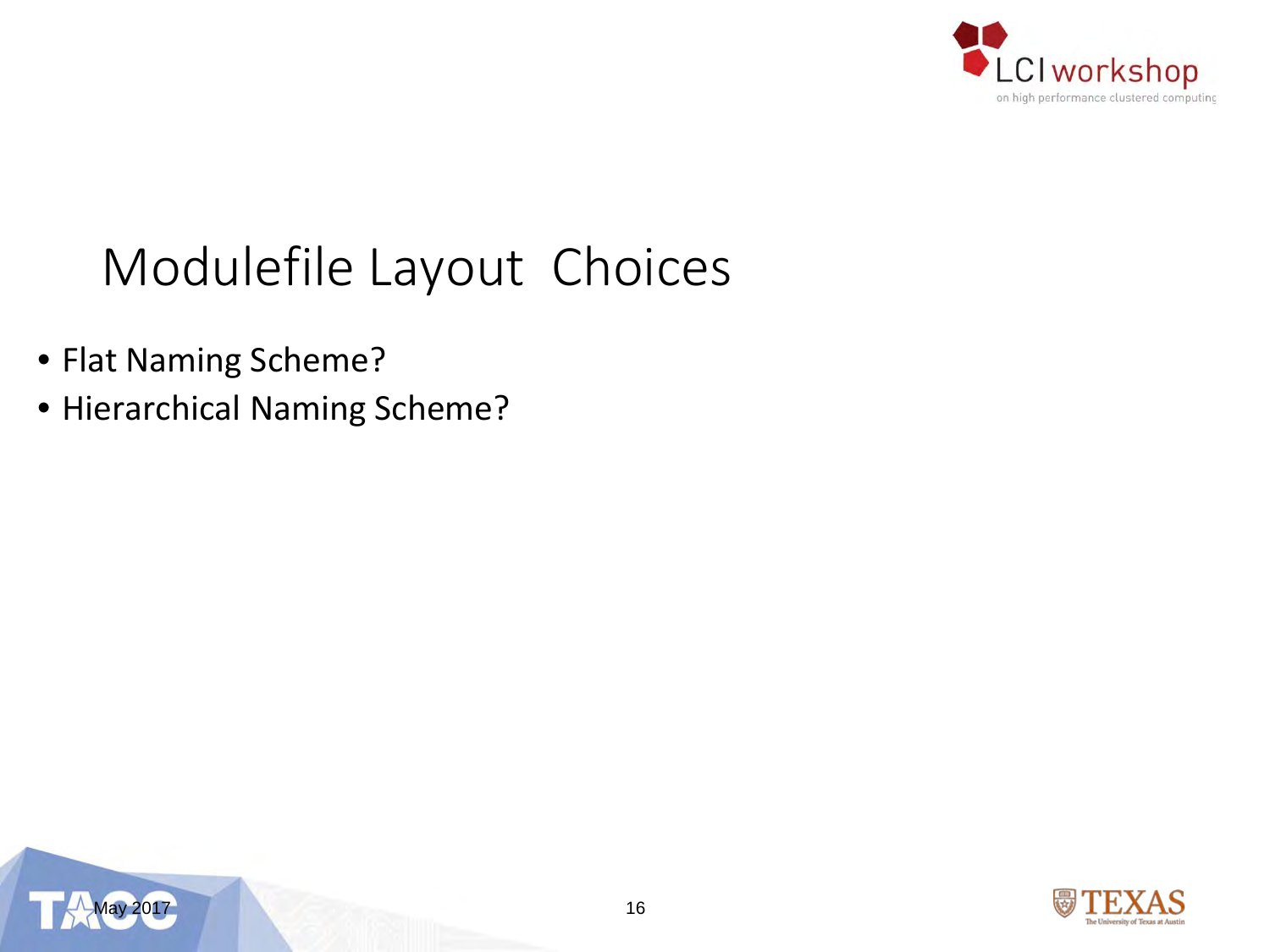# Modulefile Layout Choices

- Flat Naming Scheme?
- Hierarchical Naming Scheme?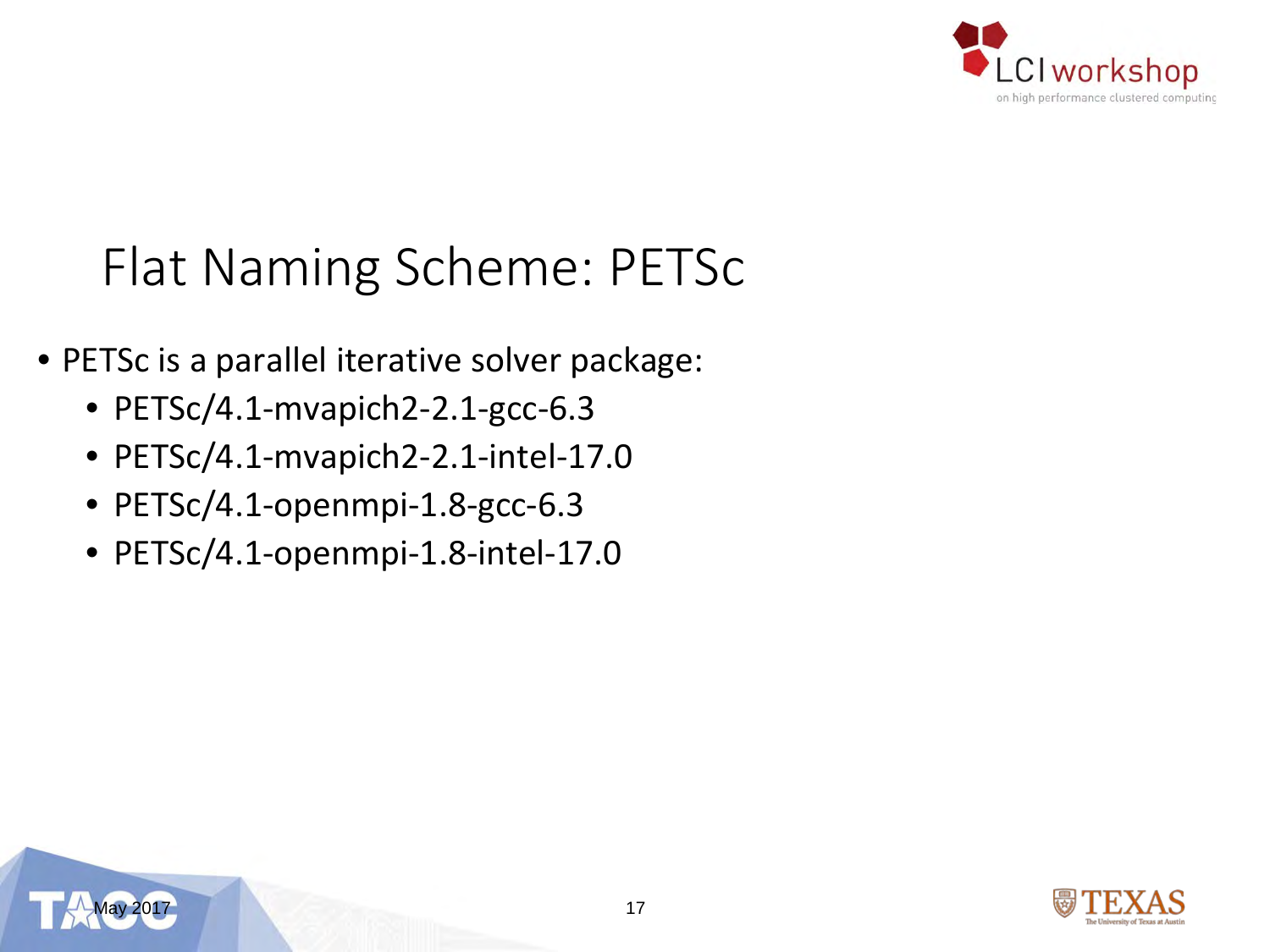# Flat Naming Scheme: PETSc

- PETSc is a parallel iterative solver package:
  - PETSc/4.1-mvapich2-2.1-gcc-6.3
  - PETSc/4.1-mvapich2-2.1-intel-17.0
  - PETSc/4.1-openmpi-1.8-gcc-6.3
  - PETSc/4.1-openmpi-1.8-intel-17.0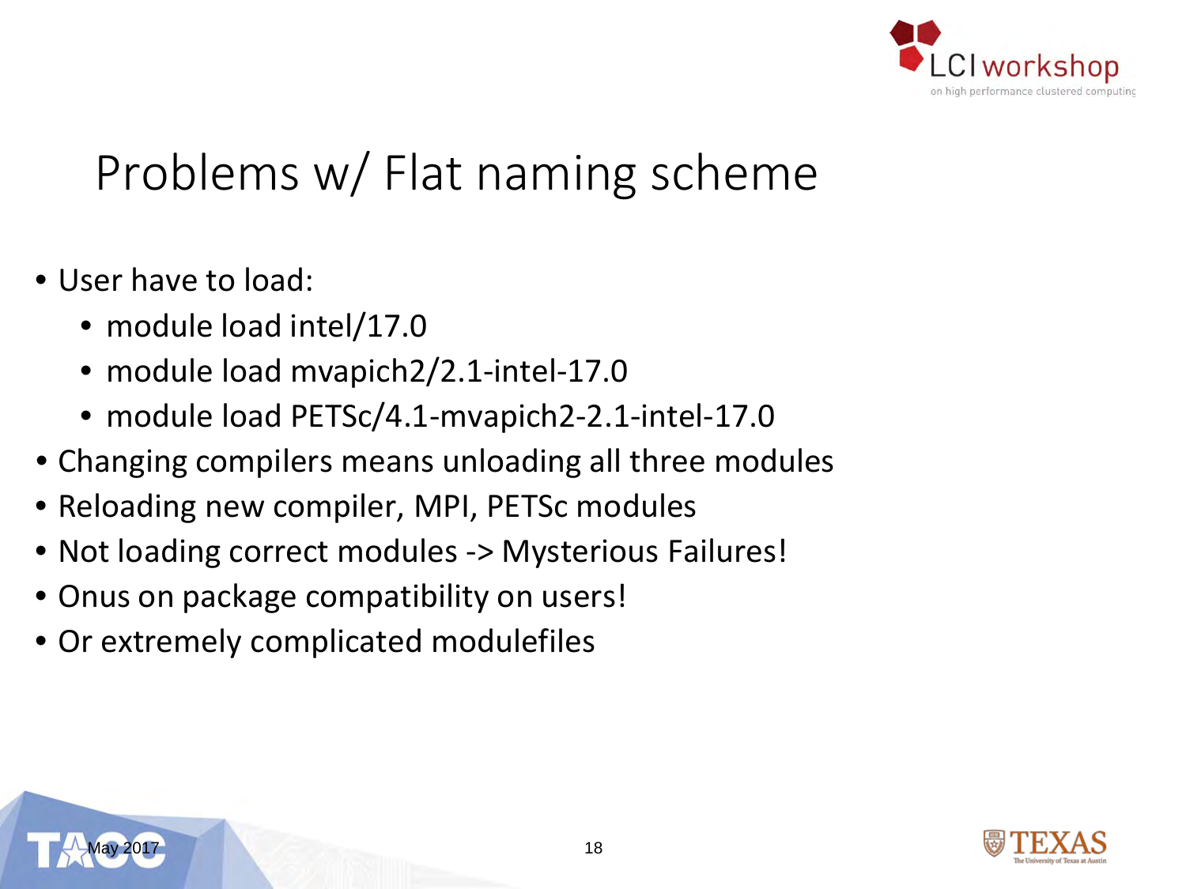# Problems w/ Flat naming scheme

- User have to load:
  - module load intel/17.0
  - module load mvapich2/2.1-intel-17.0
  - module load PETSc/4.1-mvapich2-2.1-intel-17.0
- Changing compilers means unloading all three modules
- Reloading new compiler, MPI, PETSc modules
- Not loading correct modules -> Mysterious Failures!
- Onus on package compatibility on users!
- Or extremely complicated modulefiles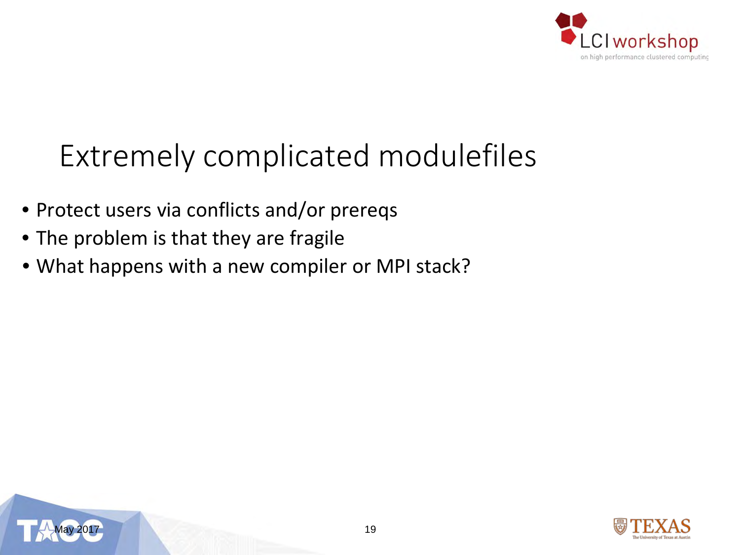# Extremely complicated modulefiles

- Protect users via conflicts and/or prereqs
- The problem is that they are fragile
- What happens with a new compiler or MPI stack?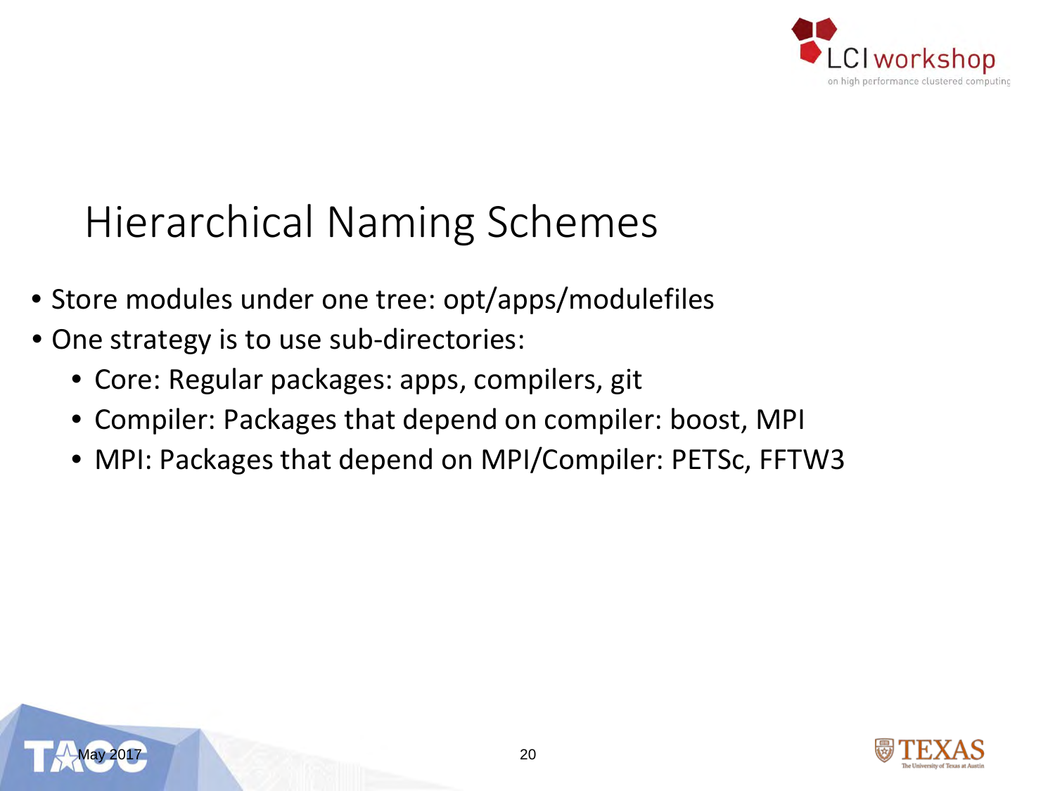# Hierarchical Naming Schemes

- Store modules under one tree: opt/apps/modulefiles
- One strategy is to use sub-directories:
  - Core: Regular packages: apps, compilers, git
  - Compiler: Packages that depend on compiler: boost, MPI
  - MPI: Packages that depend on MPI/Compiler: PETSc, FFTW3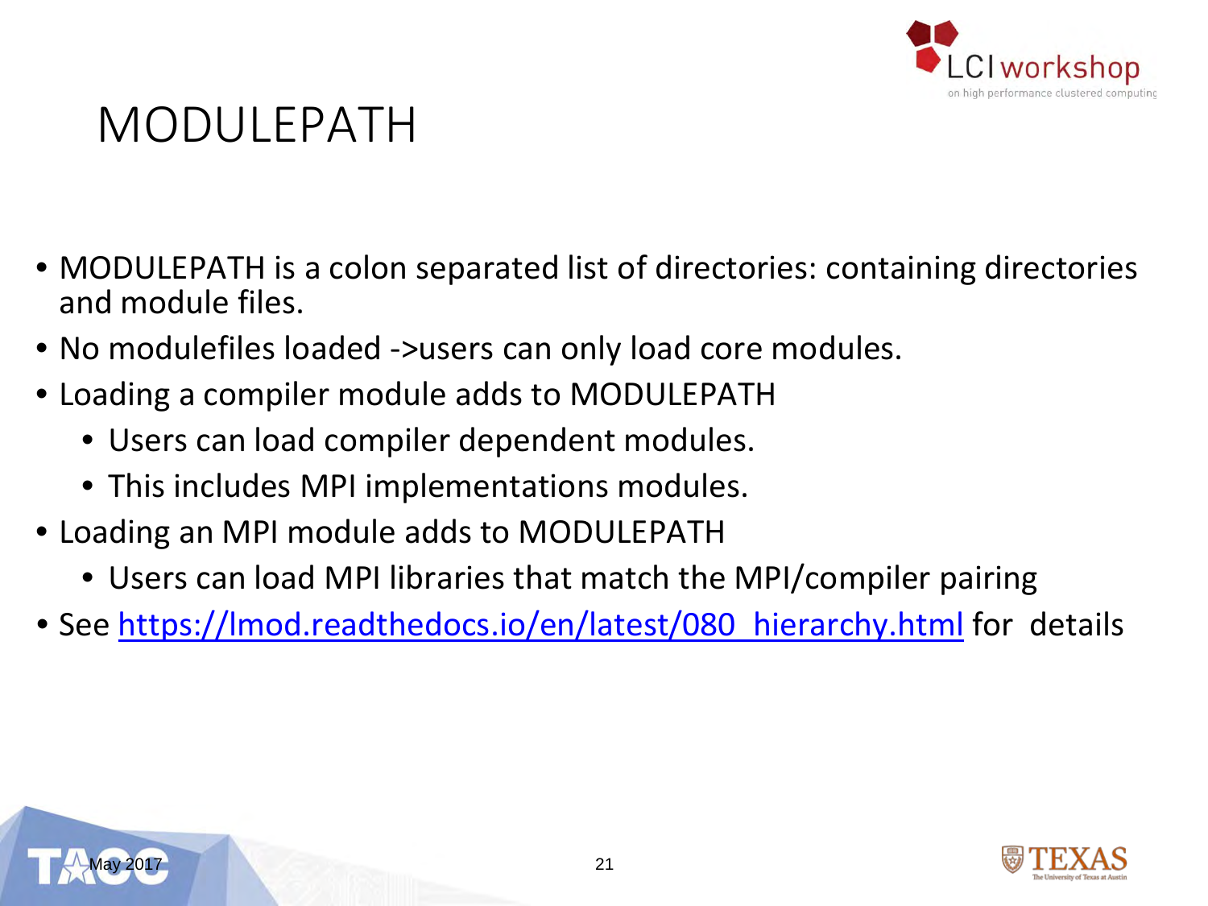# MODULEPATH

- MODULEPATH is a colon separated list of directories: containing directories and module files.
- No modulefiles loaded ->users can only load core modules.
- Loading a compiler module adds to MODULEPATH
  - Users can load compiler dependent modules.
  - This includes MPI implementations modules.
- Loading an MPI module adds to MODULEPATH
  - Users can load MPI libraries that match the MPI/compiler pairing
- See [https://lmod.readthedocs.io/en/latest/080_hierarchy.html](https://lmod.readthedocs.io/en/latest/080_hierarchy.html) for details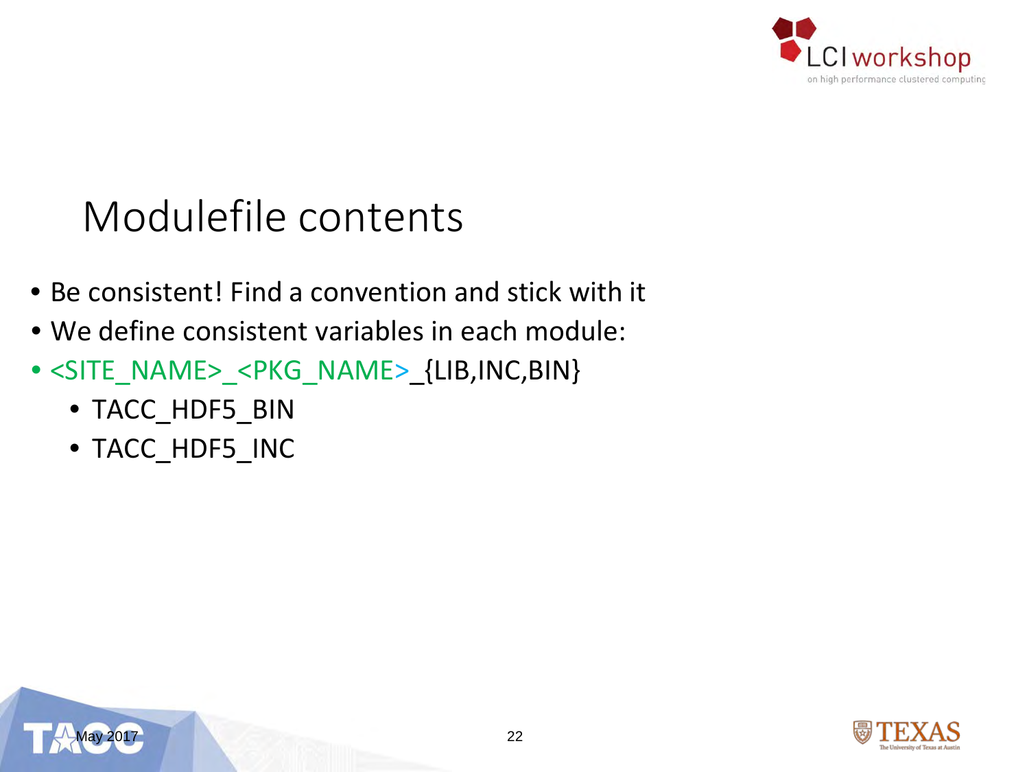# Modulefile contents

- Be consistent! Find a convention and stick with it
- We define consistent variables in each module:
- <SITE_NAME>_<PKG_NAME>_{LIB,INC,BIN}
  - TACC_HDF5_BIN
  - TACC_HDF5_INC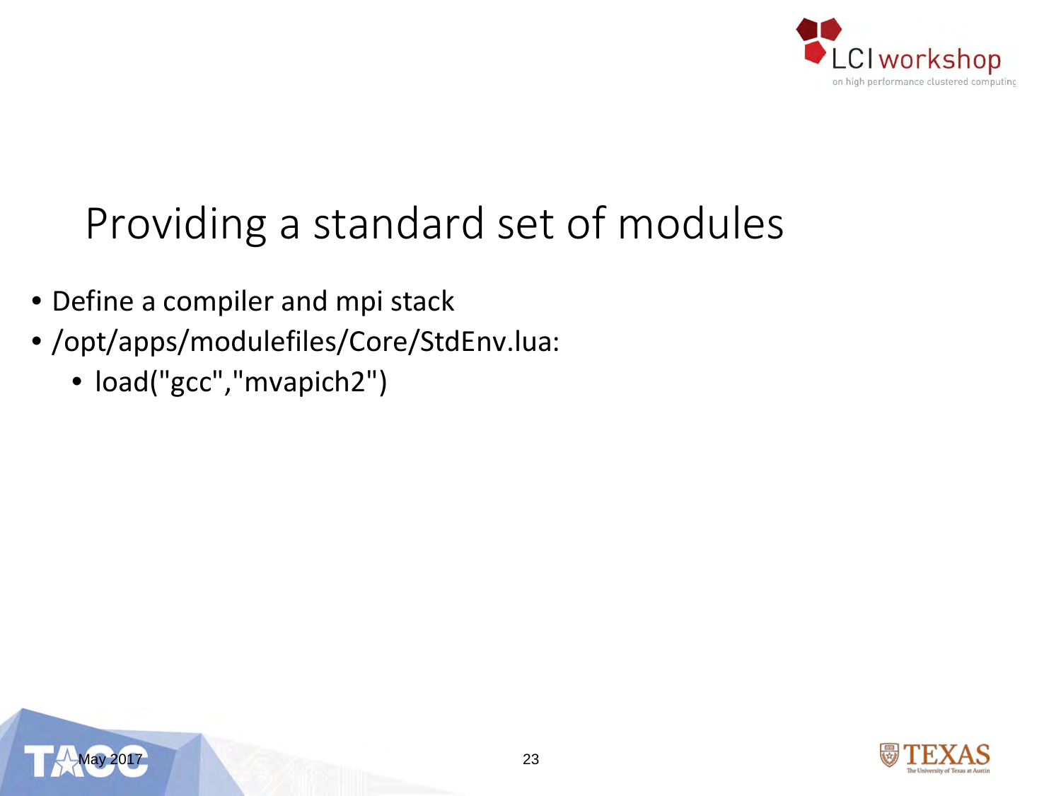# Providing a standard set of modules

- Define a compiler and mpi stack
- /opt/apps/modulefiles/Core/StdEnv.lua:
  - load("gcc","mvapich2")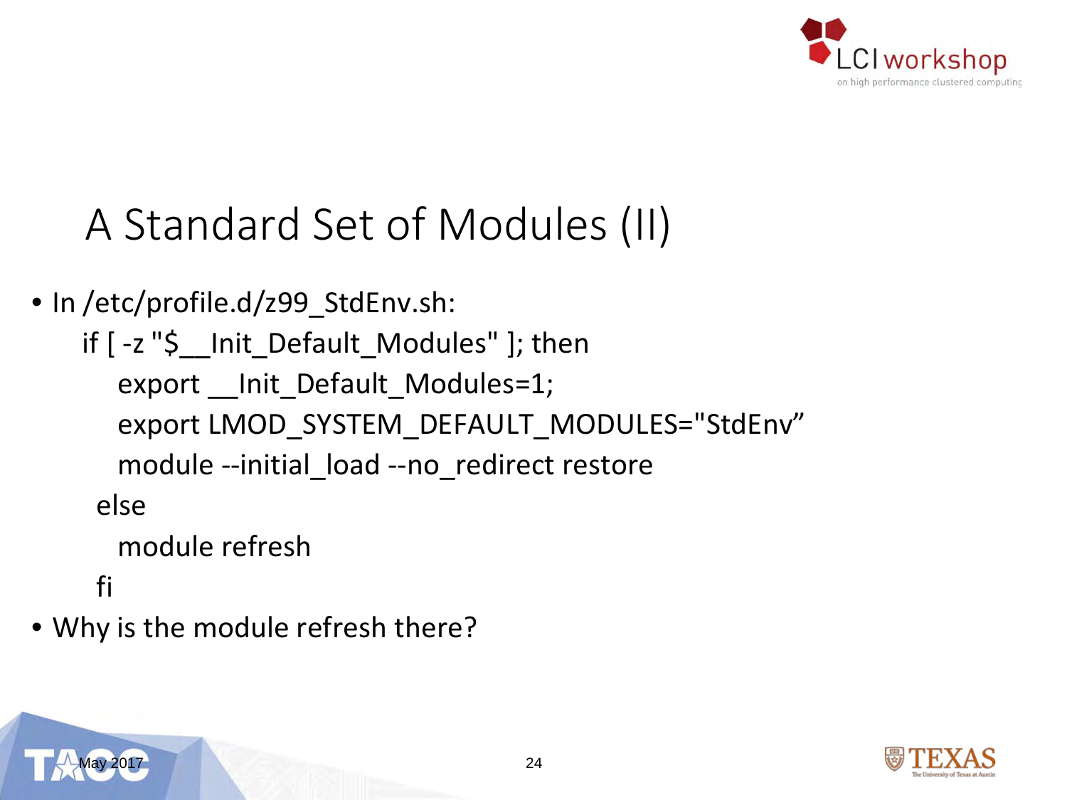# A Standard Set of Modules (II)

- In /etc/profile.d/z99_StdEnv.sh:

```
if [ -z "$__Init_Default_Modules" ]; then
   export __Init_Default_Modules=1;
   export LMOD_SYSTEM_DEFAULT_MODULES="StdEnv”
   module --initial_load --no_redirect restore
 else
   module refresh
 fi
```

- Why is the module refresh there?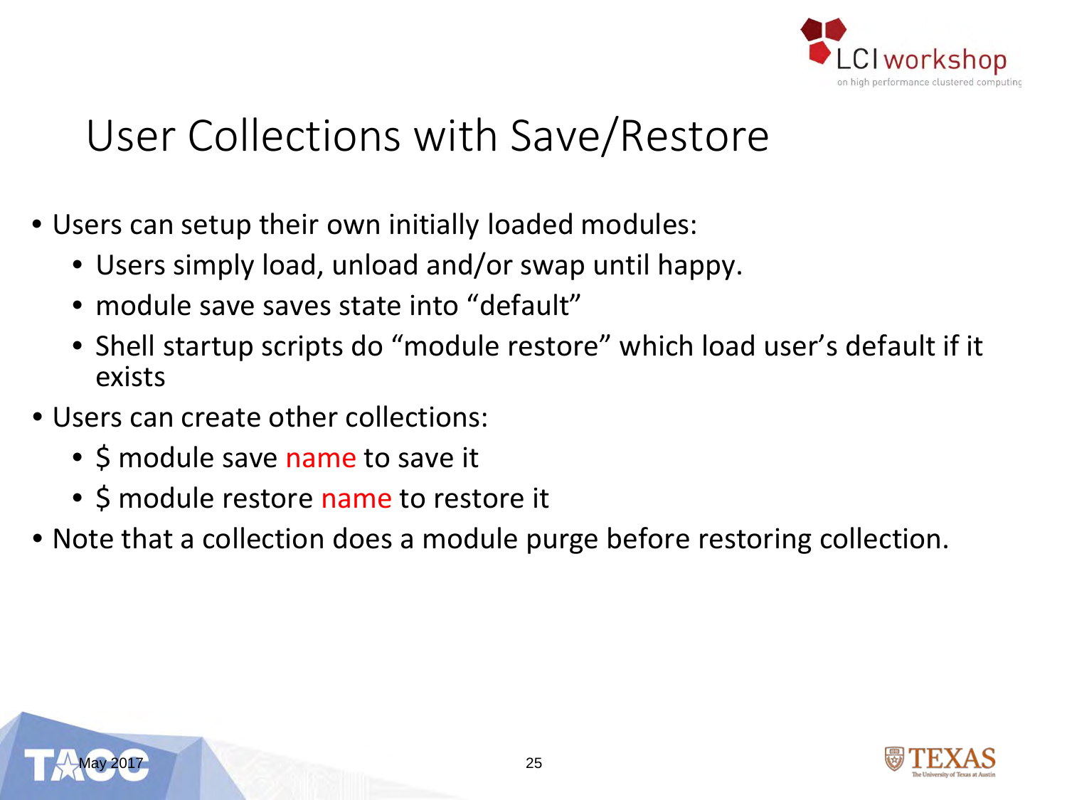# User Collections with Save/Restore

- Users can setup their own initially loaded modules:
  - Users simply load, unload and/or swap until happy.
  - module save saves state into “default”
  - Shell startup scripts do “module restore” which load user’s default if it exists
- Users can create other collections:
  - $ module save name to save it
  - $ module restore name to restore it
- Note that a collection does a module purge before restoring collection.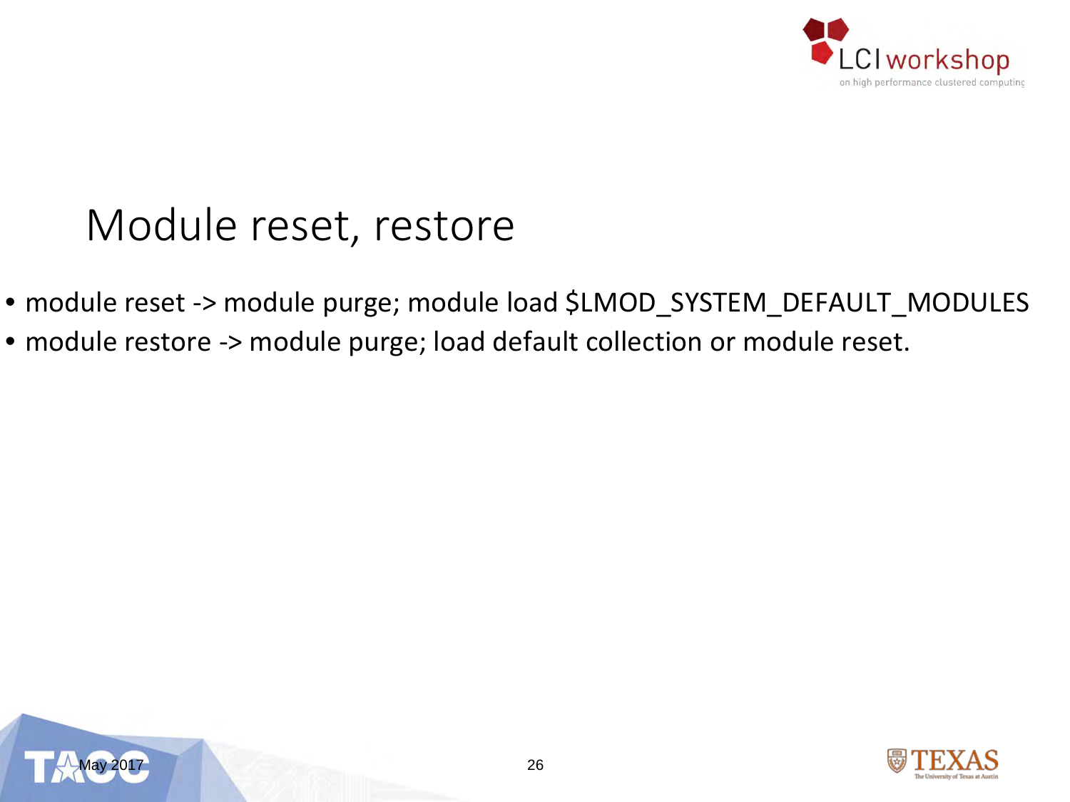# Module reset, restore

- module reset -> module purge; module load $LMOD_SYSTEM_DEFAULT_MODULES
- module restore -> module purge; load default collection or module reset.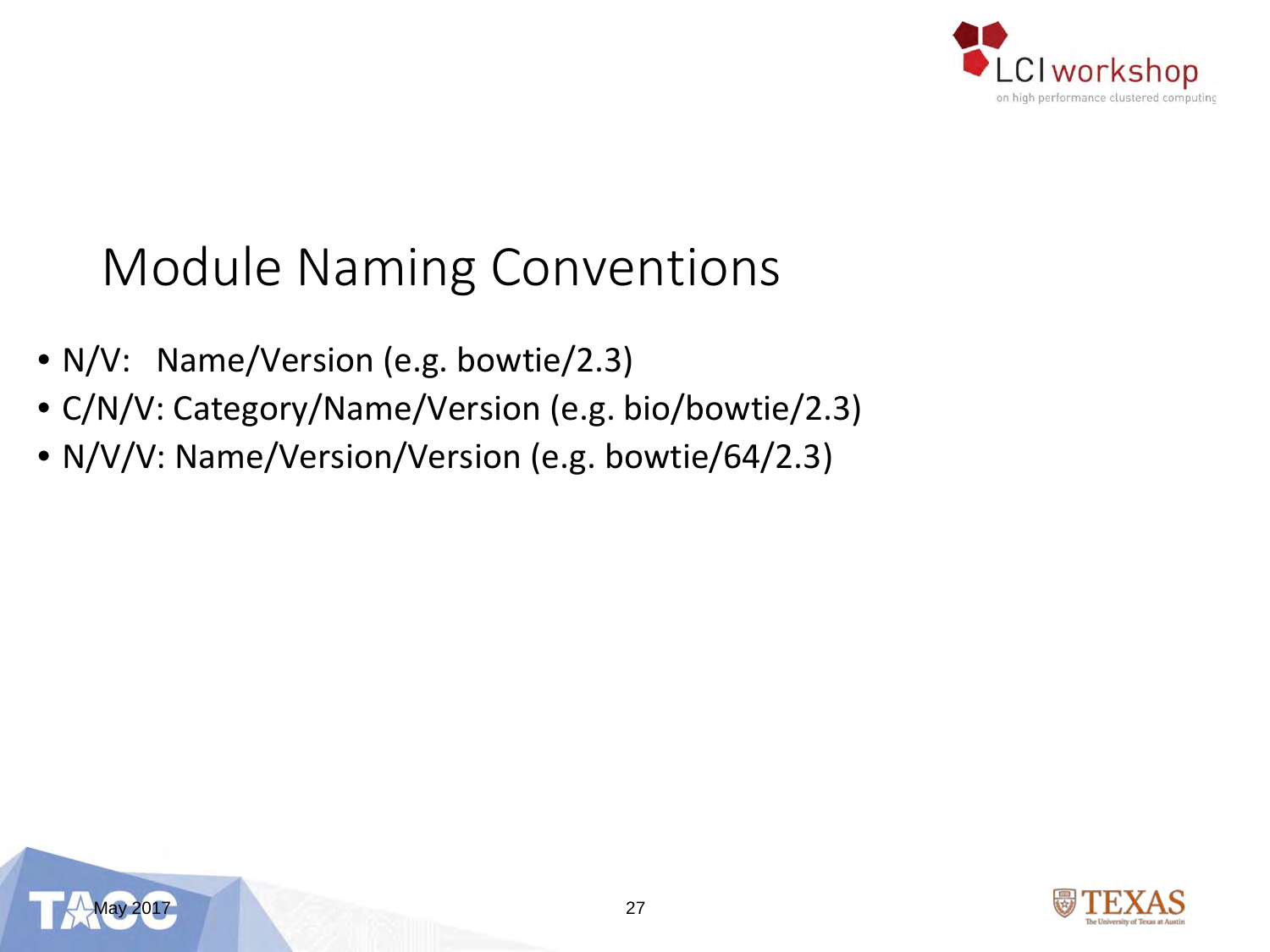# Module Naming Conventions

- N/V:   Name/Version (e.g. bowtie/2.3)
- C/N/V: Category/Name/Version (e.g. bio/bowtie/2.3)
- N/V/V: Name/Version/Version (e.g. bowtie/64/2.3)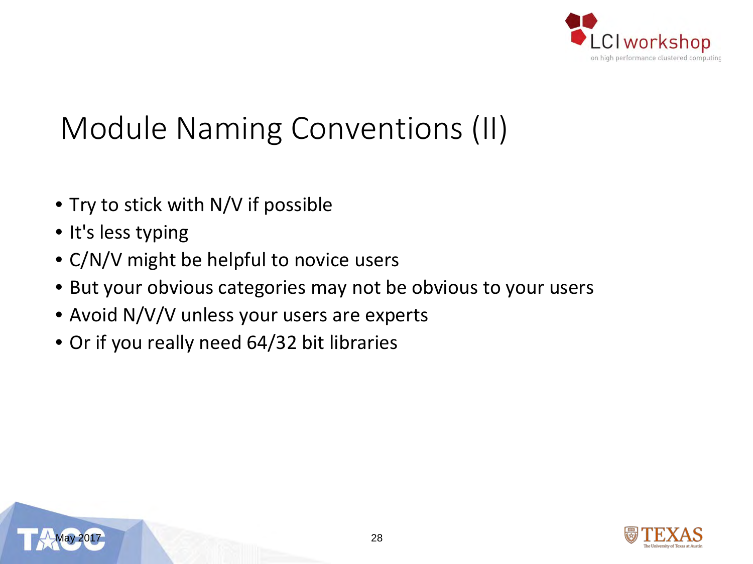# Module Naming Conventions (II)

- Try to stick with N/V if possible
- It's less typing
- C/N/V might be helpful to novice users
- But your obvious categories may not be obvious to your users
- Avoid N/V/V unless your users are experts
- Or if you really need 64/32 bit libraries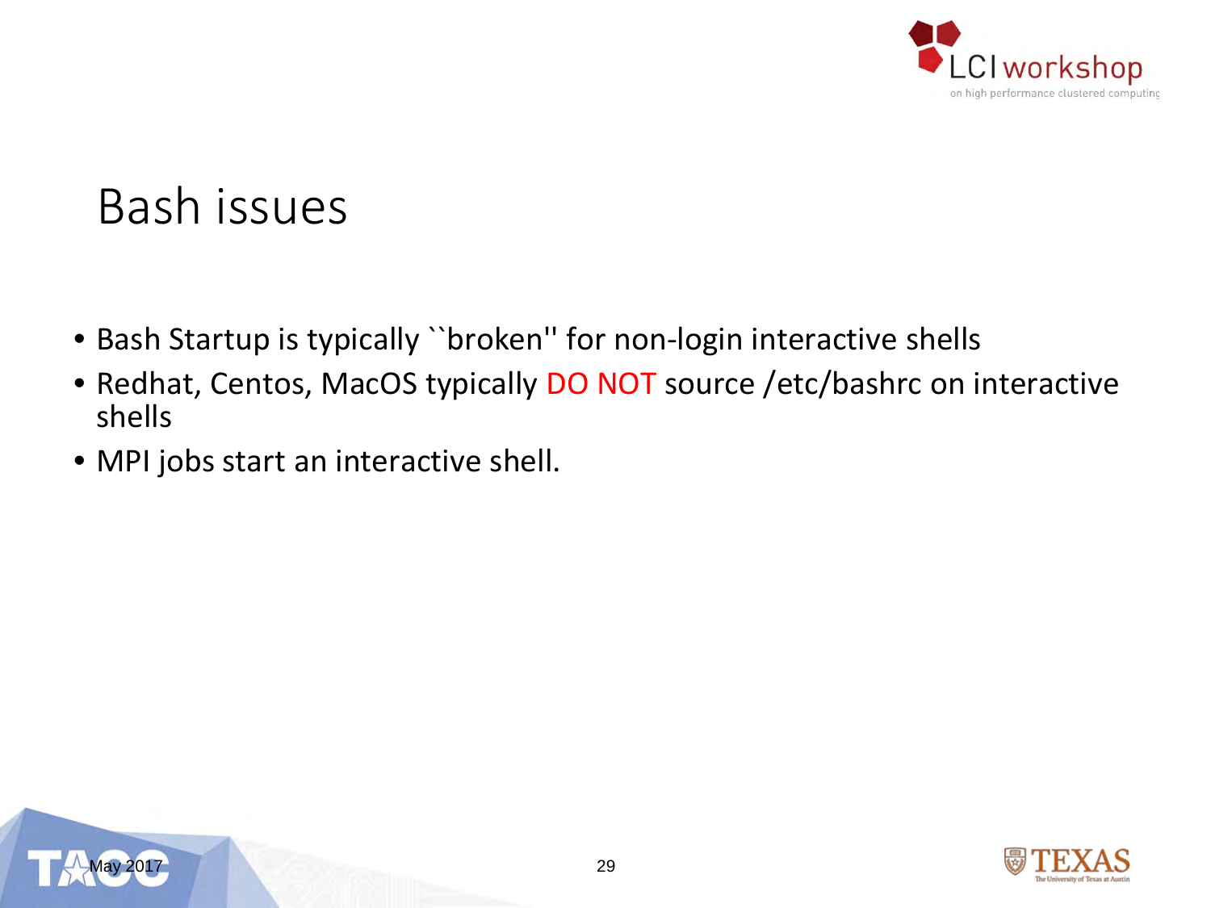# Bash issues

- Bash Startup is typically ``broken'' for non-login interactive shells
- Redhat, Centos, MacOS typically DO NOT source /etc/bashrc on interactive shells
- MPI jobs start an interactive shell.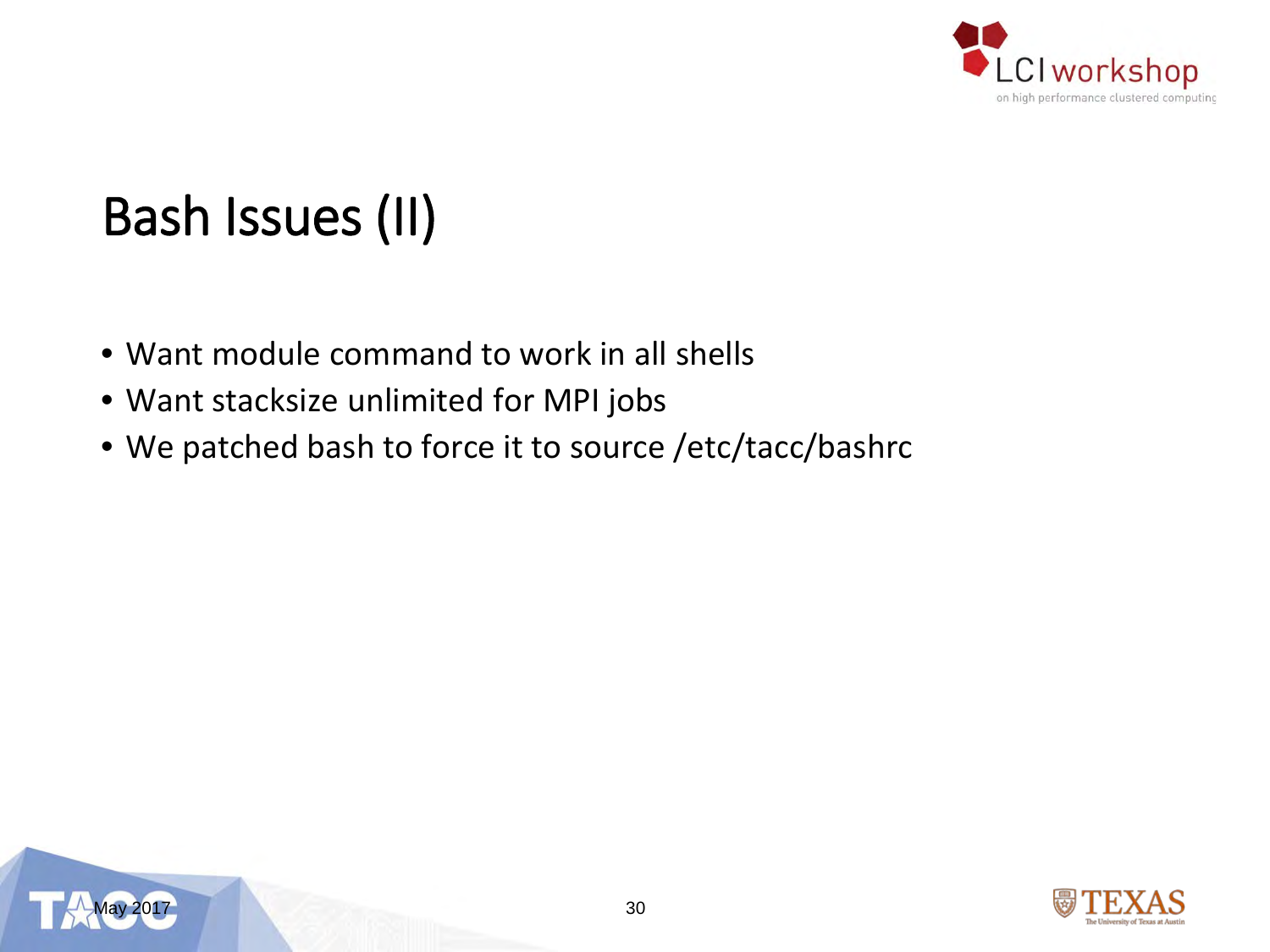# Bash Issues (II)

- Want module command to work in all shells
- Want stacksize unlimited for MPI jobs
- We patched bash to force it to source /etc/tacc/bashrc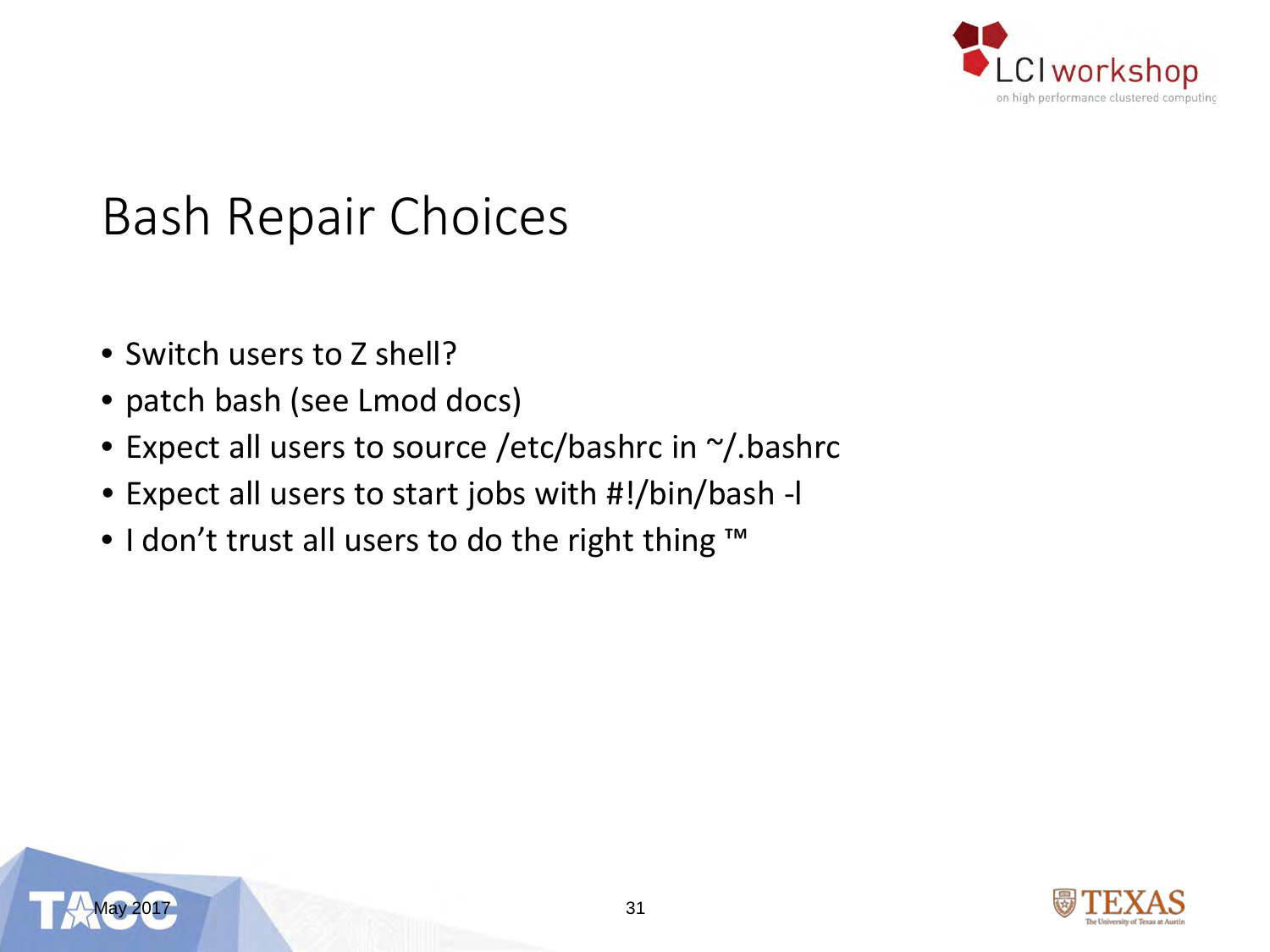# Bash Repair Choices

- Switch users to Z shell?
- patch bash (see Lmod docs)
- Expect all users to source /etc/bashrc in ~/.bashrc
- Expect all users to start jobs with #!/bin/bash -l
- I don't trust all users to do the right thing ™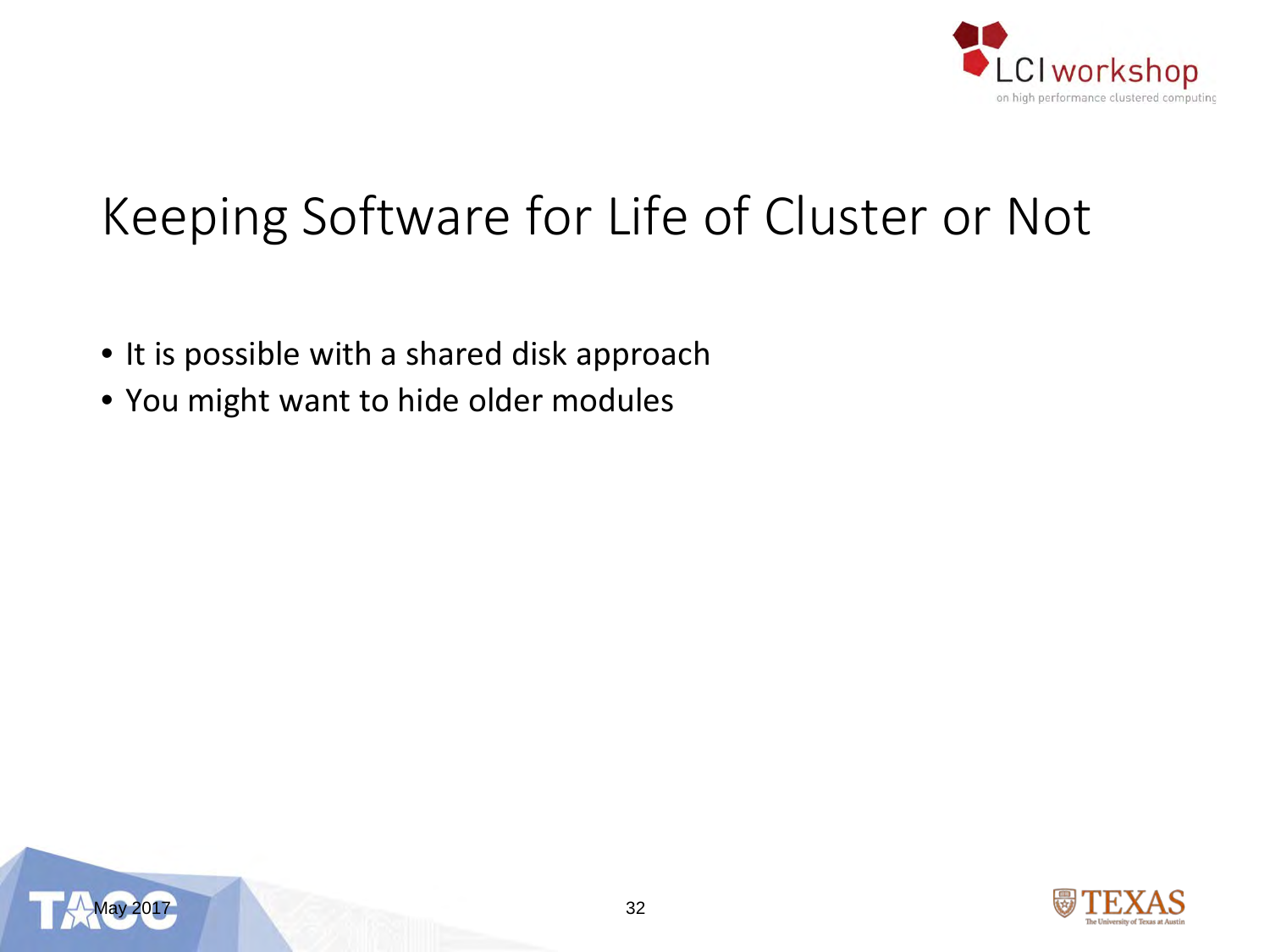# Keeping Software for Life of Cluster or Not

- It is possible with a shared disk approach
- You might want to hide older modules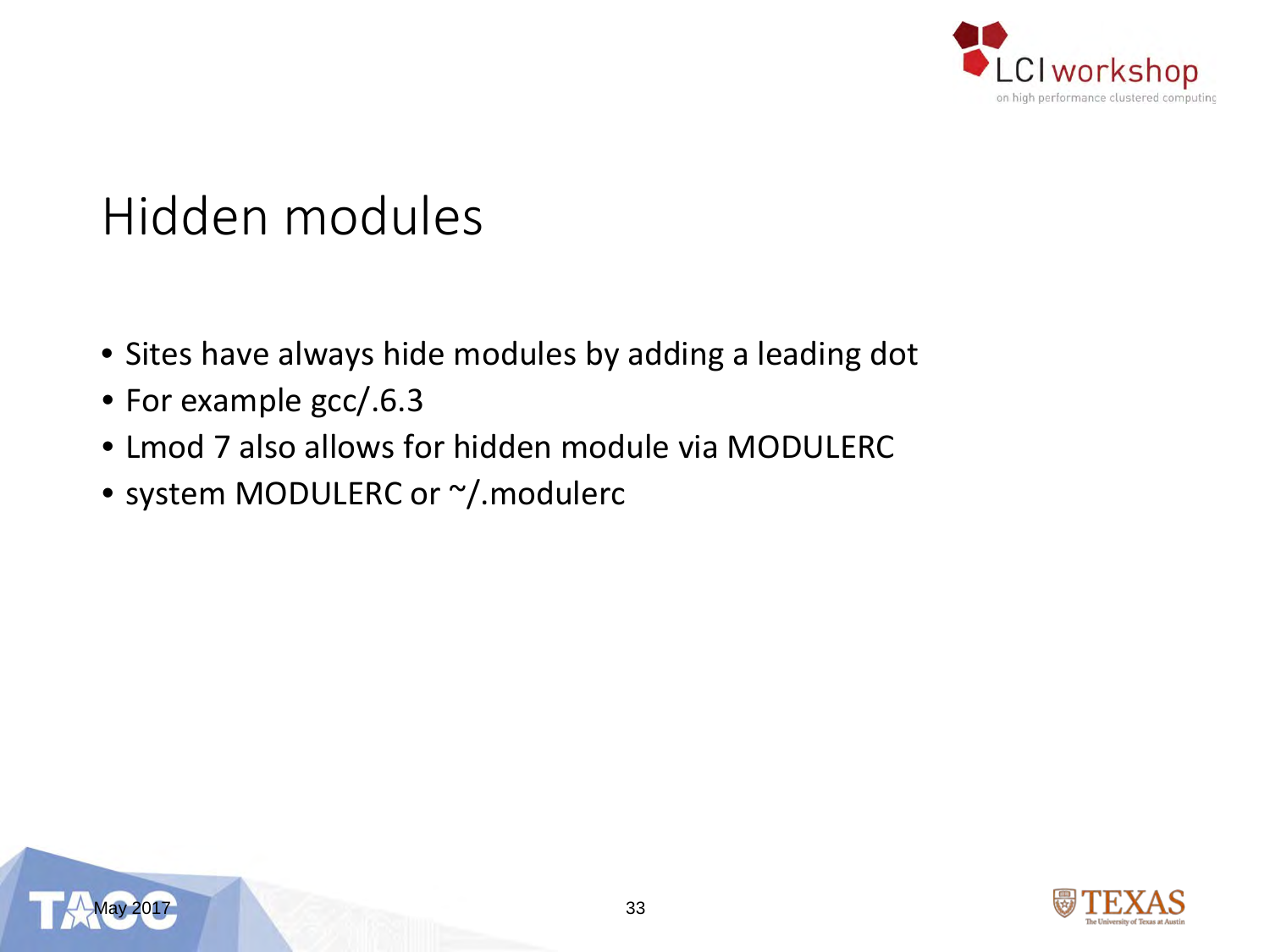# Hidden modules

- Sites have always hide modules by adding a leading dot
- For example gcc/.6.3
- Lmod 7 also allows for hidden module via MODULERC
- system MODULERC or ~/.modulerc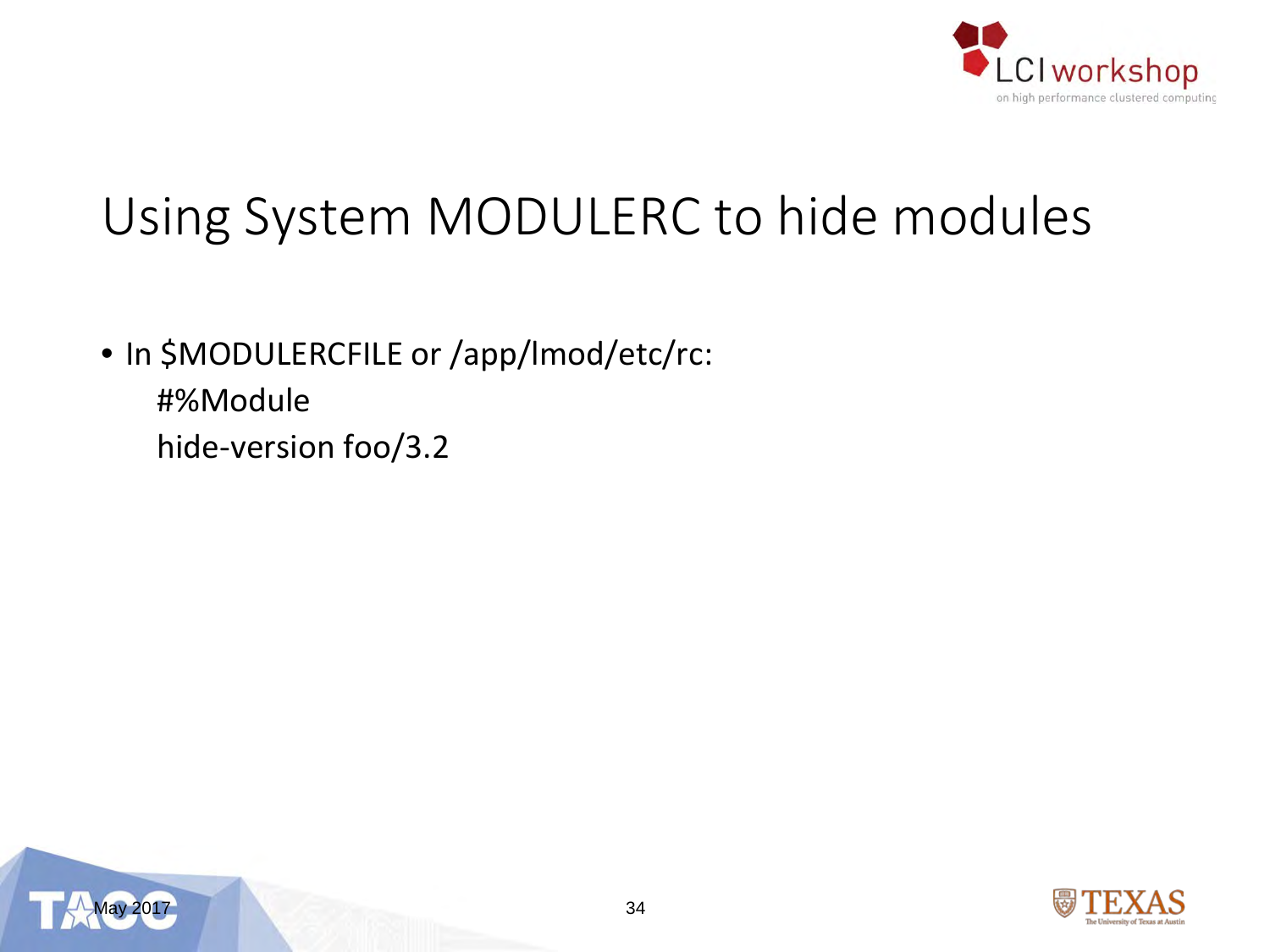# Using System MODULERC to hide modules

- In $MODULERCFILE or /app/lmod/etc/rc:

```
#%Module
hide-version foo/3.2
```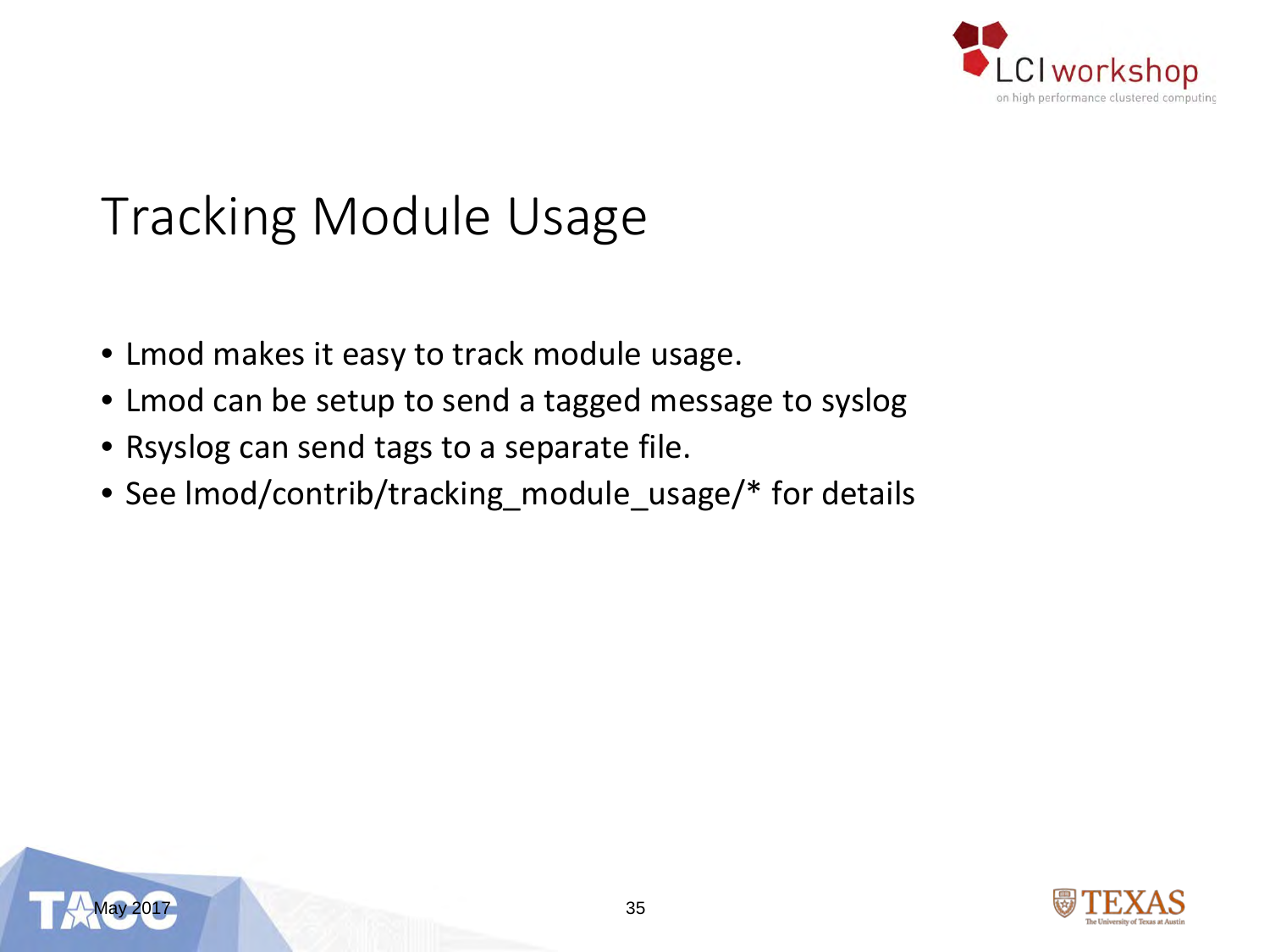# Tracking Module Usage

- Lmod makes it easy to track module usage.
- Lmod can be setup to send a tagged message to syslog
- Rsyslog can send tags to a separate file.
- See lmod/contrib/tracking_module_usage/* for details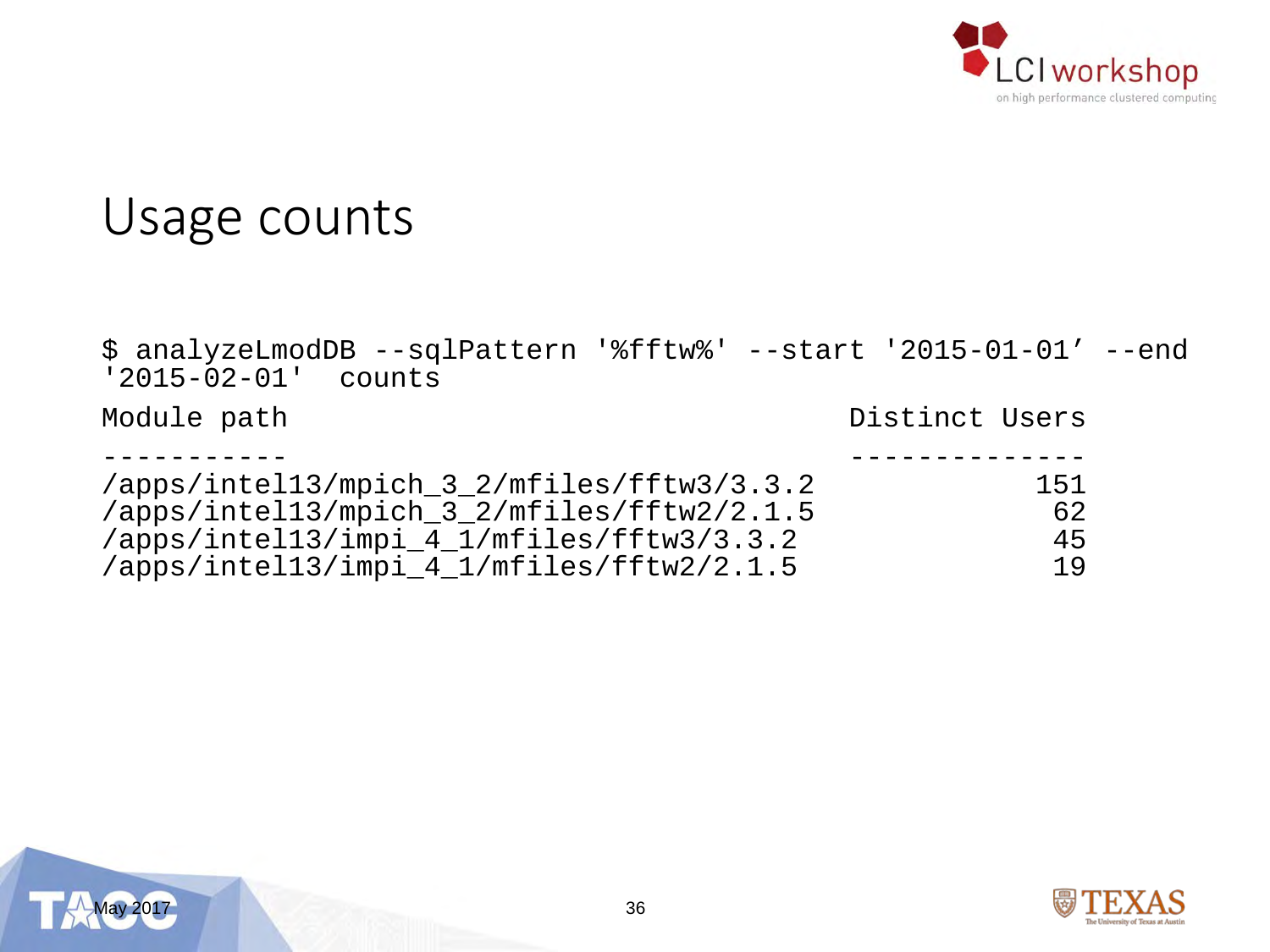# Usage counts

```
$ analyzeLmodDB --sqlPattern '%fftw%' --start '2015-01-01' --end
'2015-02-01'  counts

Module path                                      Distinct Users
-----------                                      --------------
/apps/intel13/mpich_3_2/mfiles/fftw3/3.3.2                  151
/apps/intel13/mpich_3_2/mfiles/fftw2/2.1.5                   62
/apps/intel13/impi_4_1/mfiles/fftw3/3.3.2                    45
/apps/intel13/impi_4_1/mfiles/fftw2/2.1.5                    19
```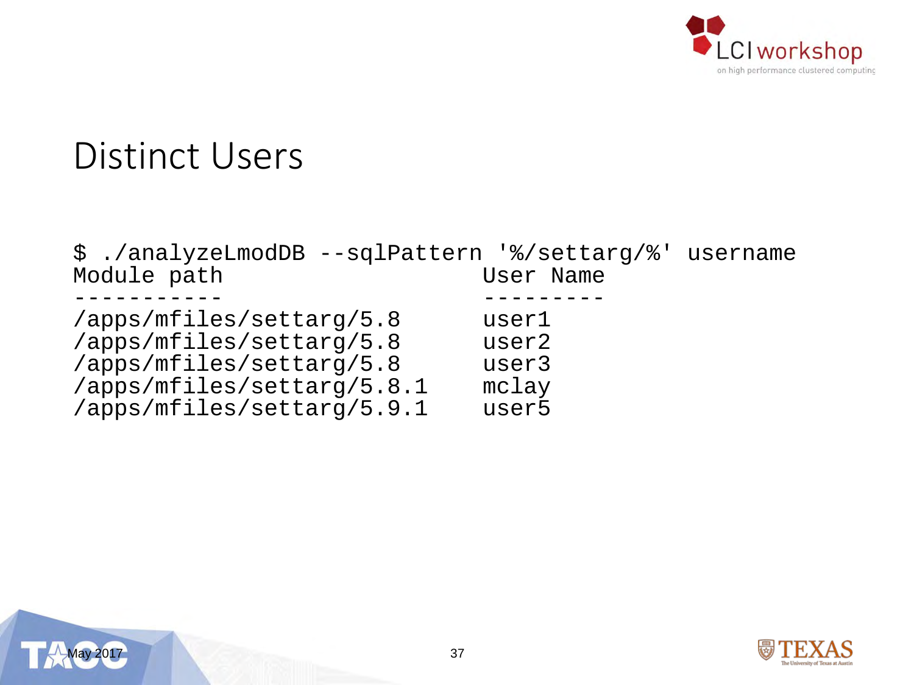# Distinct Users

```
$ ./analyzeLmodDB --sqlPattern '%/settarg/%' username
Module path                   User Name
------------                  ---------
/apps/mfiles/settarg/5.8      user1
/apps/mfiles/settarg/5.8      user2
/apps/mfiles/settarg/5.8      user3
/apps/mfiles/settarg/5.8.1    mclay
/apps/mfiles/settarg/5.9.1    user5
```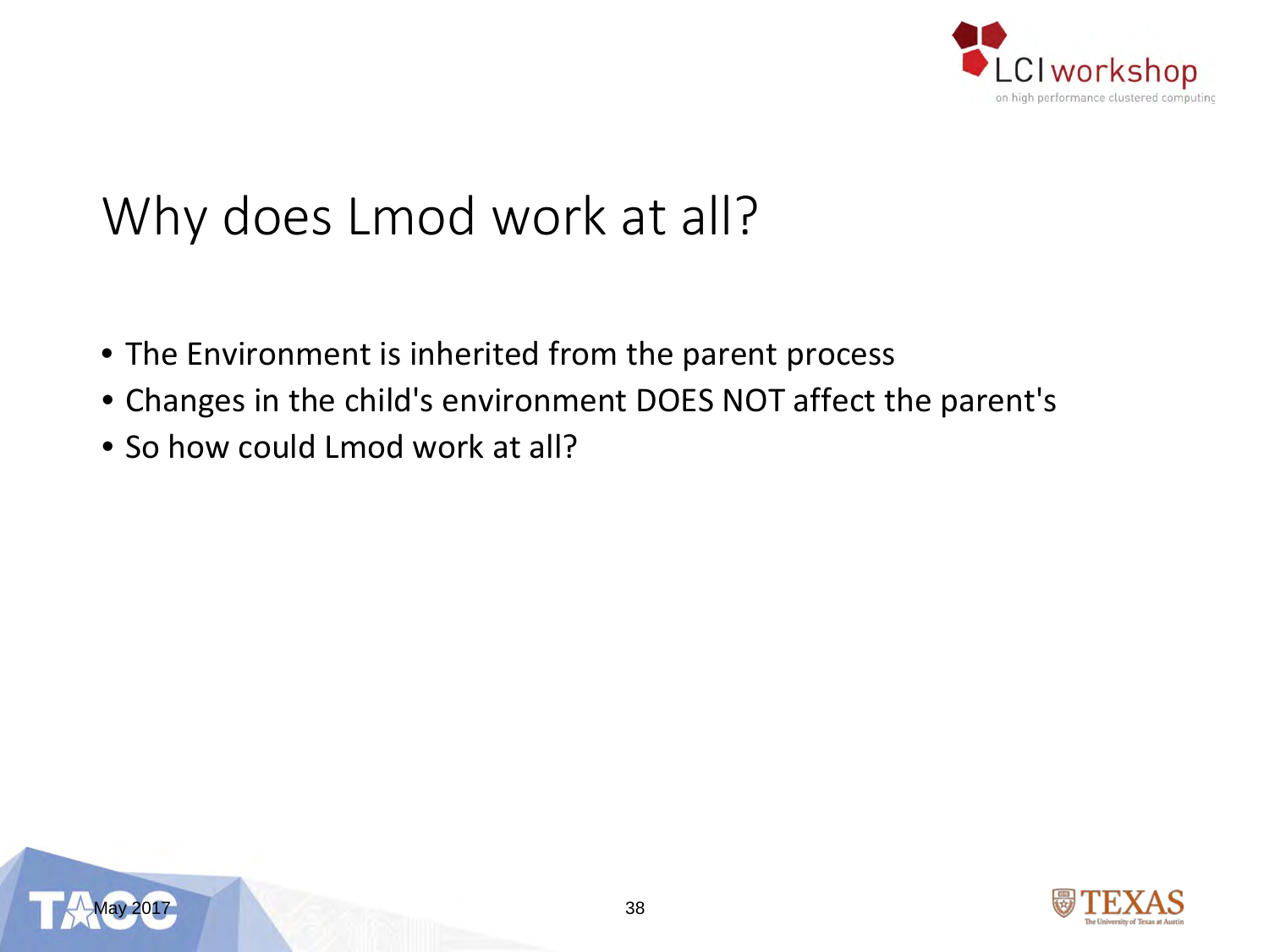# Why does Lmod work at all?

- The Environment is inherited from the parent process
- Changes in the child's environment DOES NOT affect the parent's
- So how could Lmod work at all?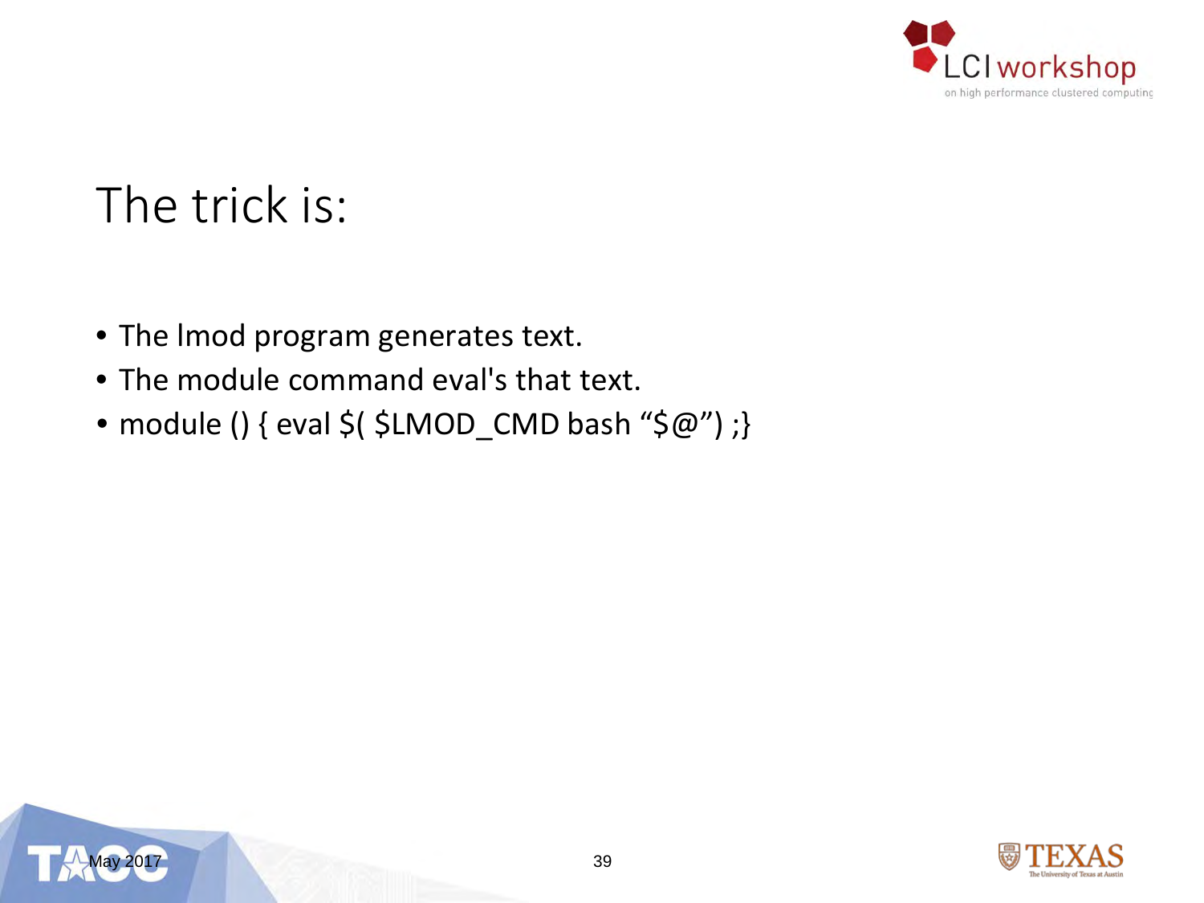# The trick is:

- The lmod program generates text.
- The module command eval's that text.
- module () { eval $( $LMOD_CMD bash “$@”) ;}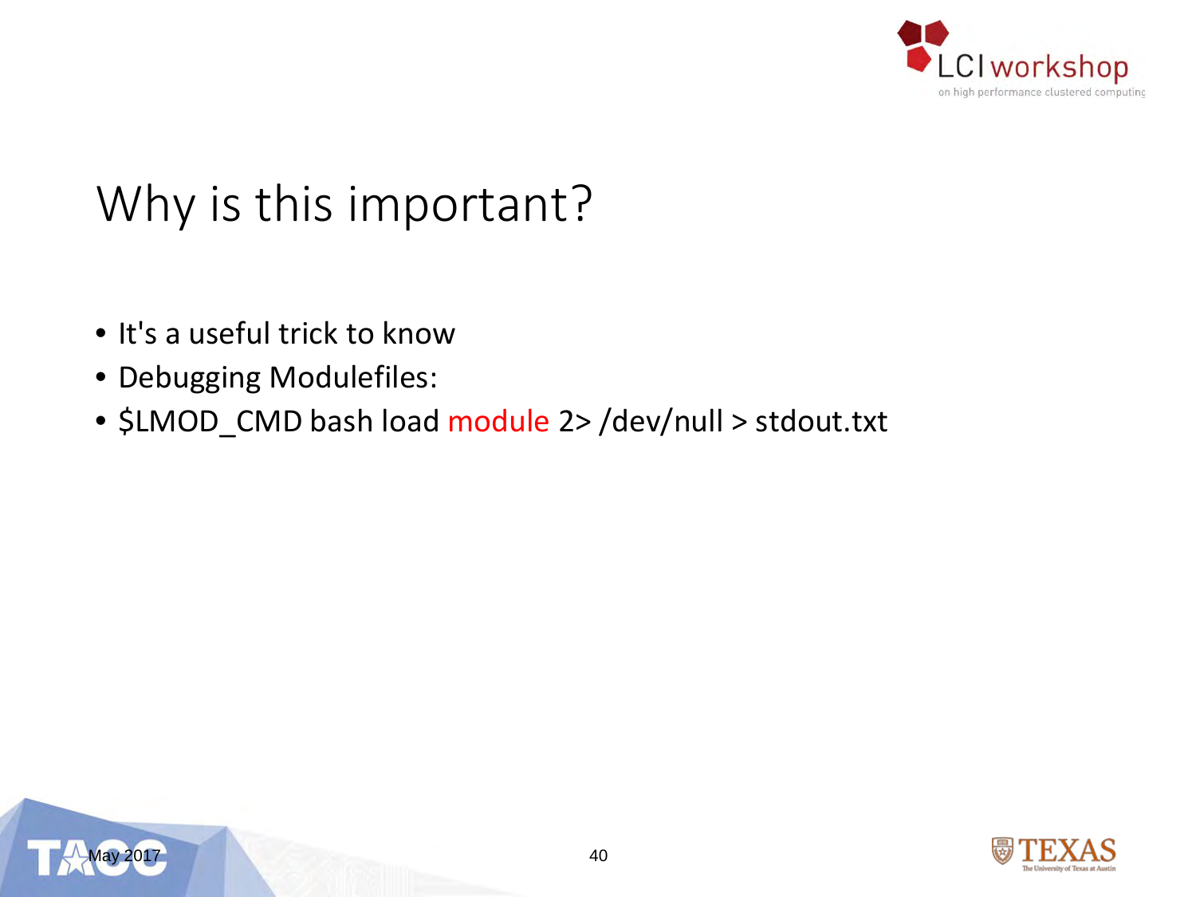# Why is this important?

- It's a useful trick to know
- Debugging Modulefiles:
- $LMOD_CMD bash load module 2> /dev/null > stdout.txt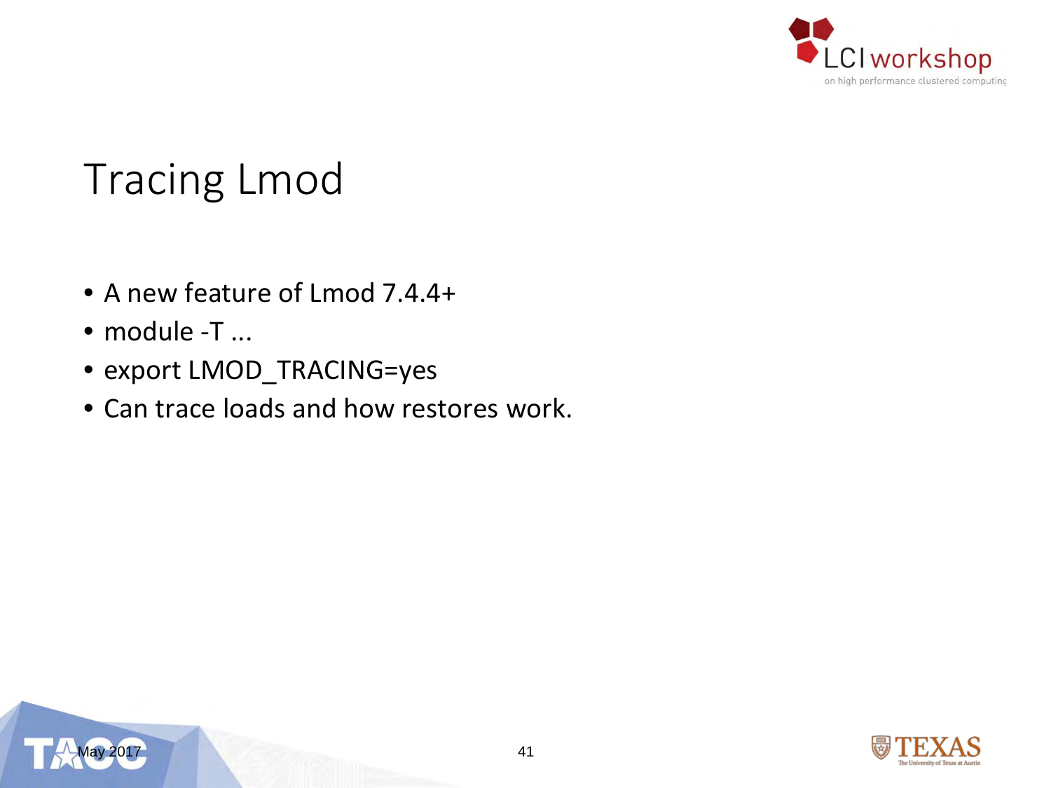# Tracing Lmod

- A new feature of Lmod 7.4.4+
- module -T ...
- export LMOD_TRACING=yes
- Can trace loads and how restores work.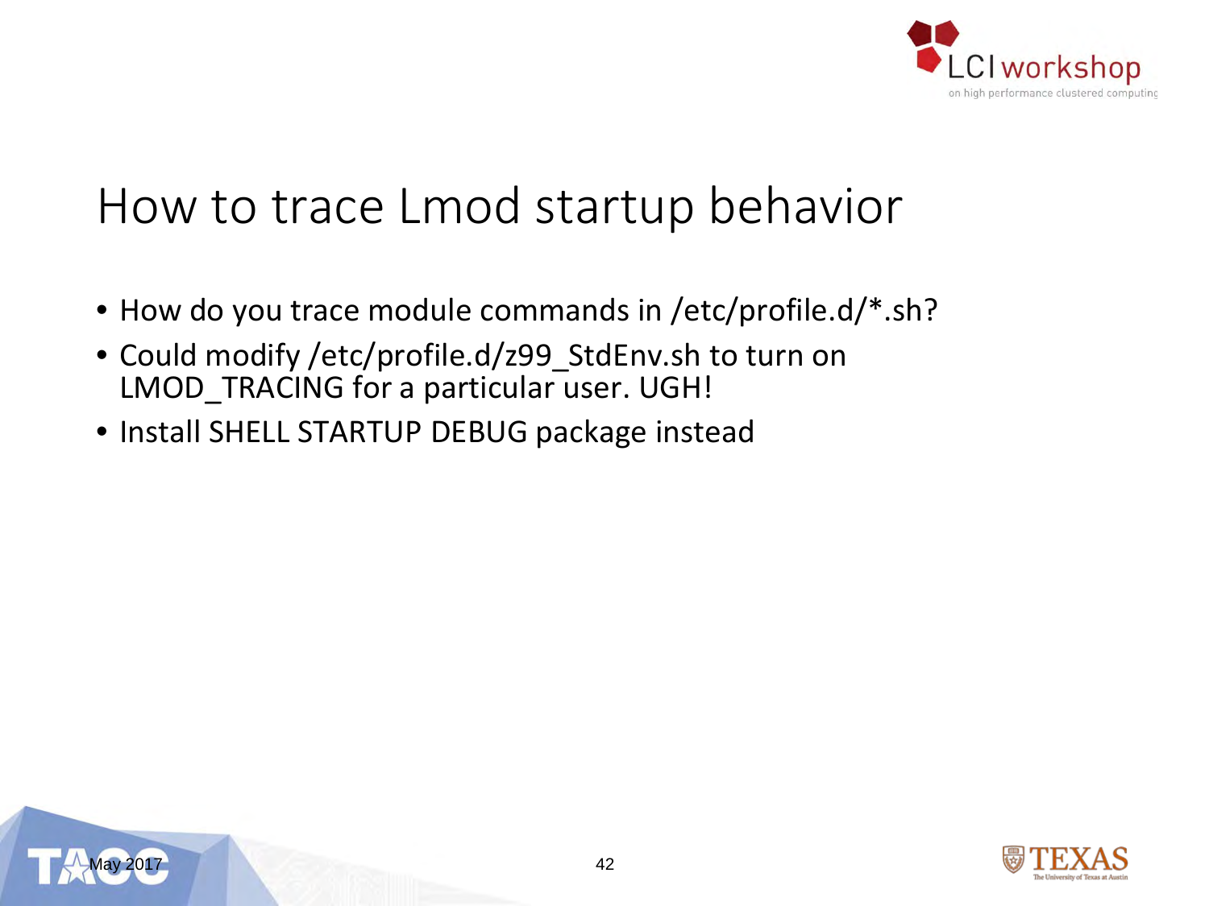# How to trace Lmod startup behavior

- How do you trace module commands in /etc/profile.d/*.sh?
- Could modify /etc/profile.d/z99_StdEnv.sh to turn on LMOD_TRACING for a particular user. UGH!
- Install SHELL STARTUP DEBUG package instead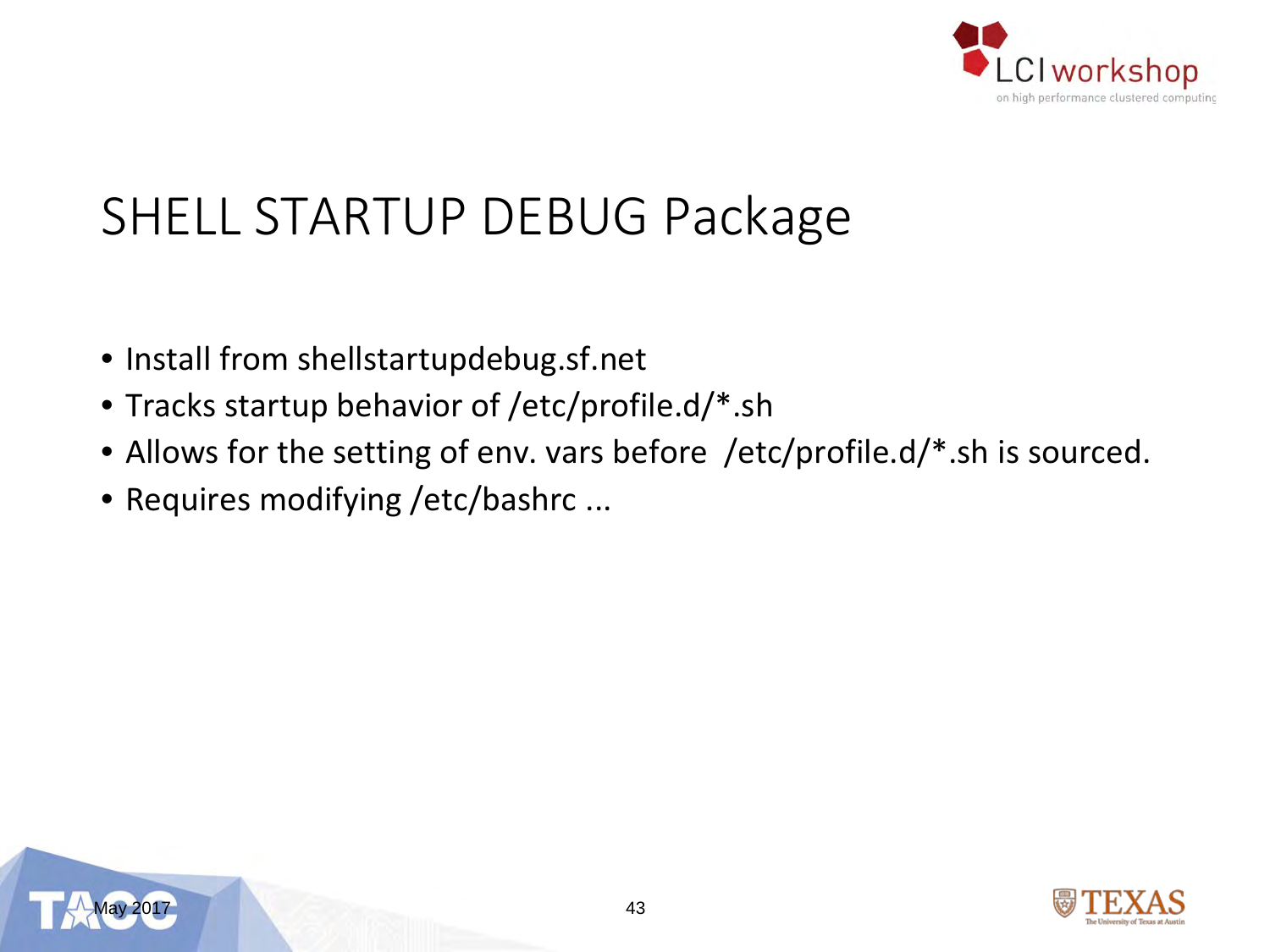# SHELL STARTUP DEBUG Package

- Install from shellstartupdebug.sf.net
- Tracks startup behavior of /etc/profile.d/*.sh
- Allows for the setting of env. vars before /etc/profile.d/*.sh is sourced.
- Requires modifying /etc/bashrc ...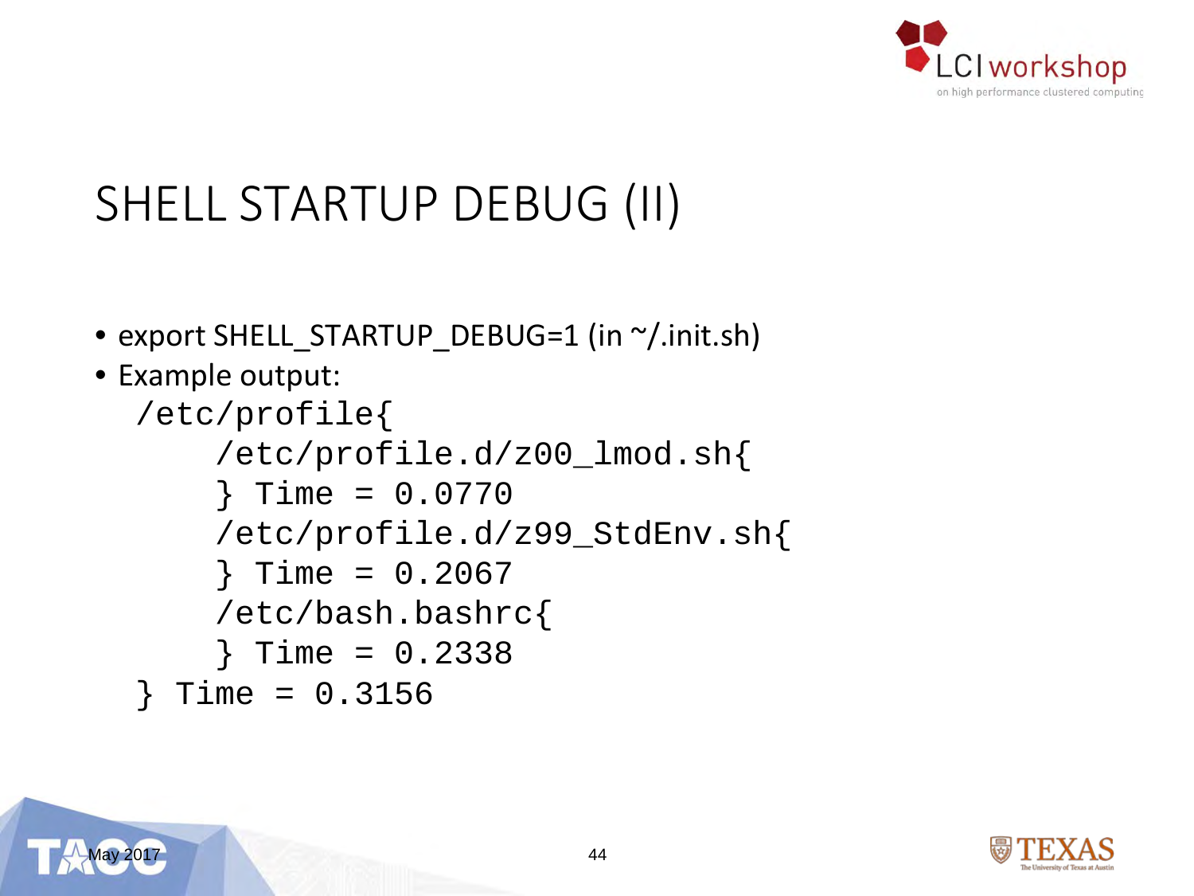# SHELL STARTUP DEBUG (II)

- export SHELL_STARTUP_DEBUG=1 (in ~/.init.sh)
- Example output:

```
/etc/profile{
    /etc/profile.d/z00_lmod.sh{
    } Time = 0.0770
    /etc/profile.d/z99_StdEnv.sh{
    } Time = 0.2067
    /etc/bash.bashrc{
    } Time = 0.2338
} Time = 0.3156
```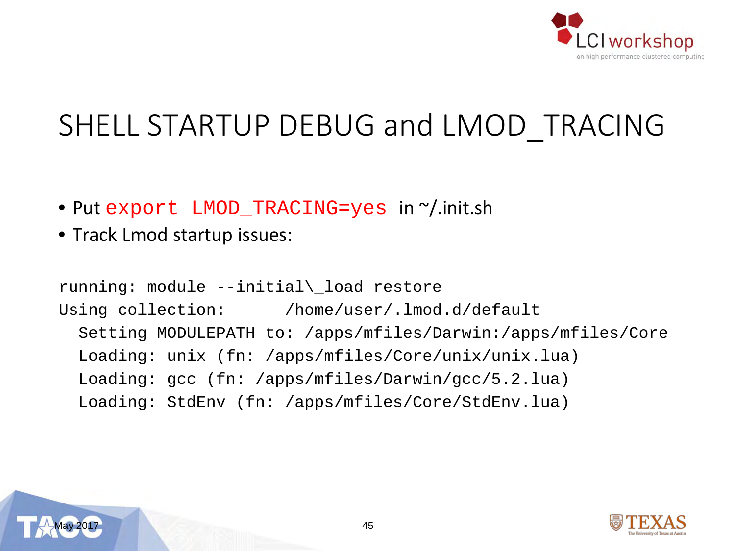# SHELL STARTUP DEBUG and LMOD_TRACING

- Put `export LMOD_TRACING=yes` in ~/.init.sh
- Track Lmod startup issues:

```
running: module --initial\_load restore
Using collection:      /home/user/.lmod.d/default
  Setting MODULEPATH to: /apps/mfiles/Darwin:/apps/mfiles/Core
  Loading: unix (fn: /apps/mfiles/Core/unix/unix.lua)
  Loading: gcc (fn: /apps/mfiles/Darwin/gcc/5.2.lua)
  Loading: StdEnv (fn: /apps/mfiles/Core/StdEnv.lua)
```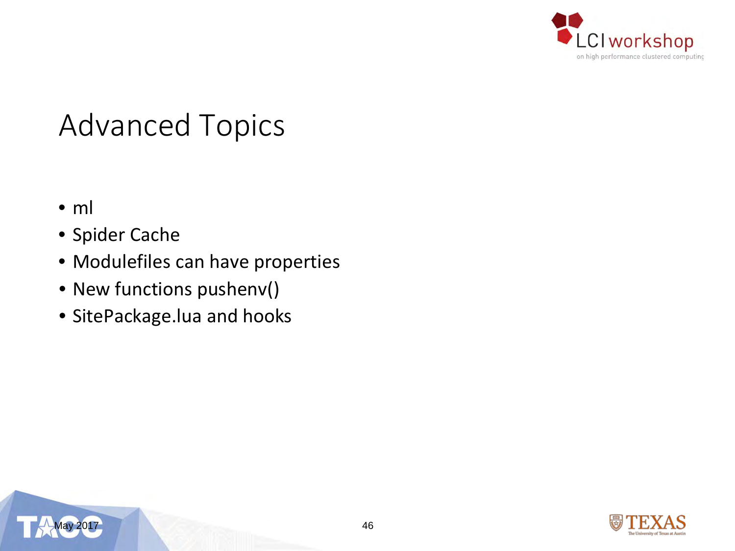# Advanced Topics

- ml
- Spider Cache
- Modulefiles can have properties
- New functions pushenv()
- SitePackage.lua and hooks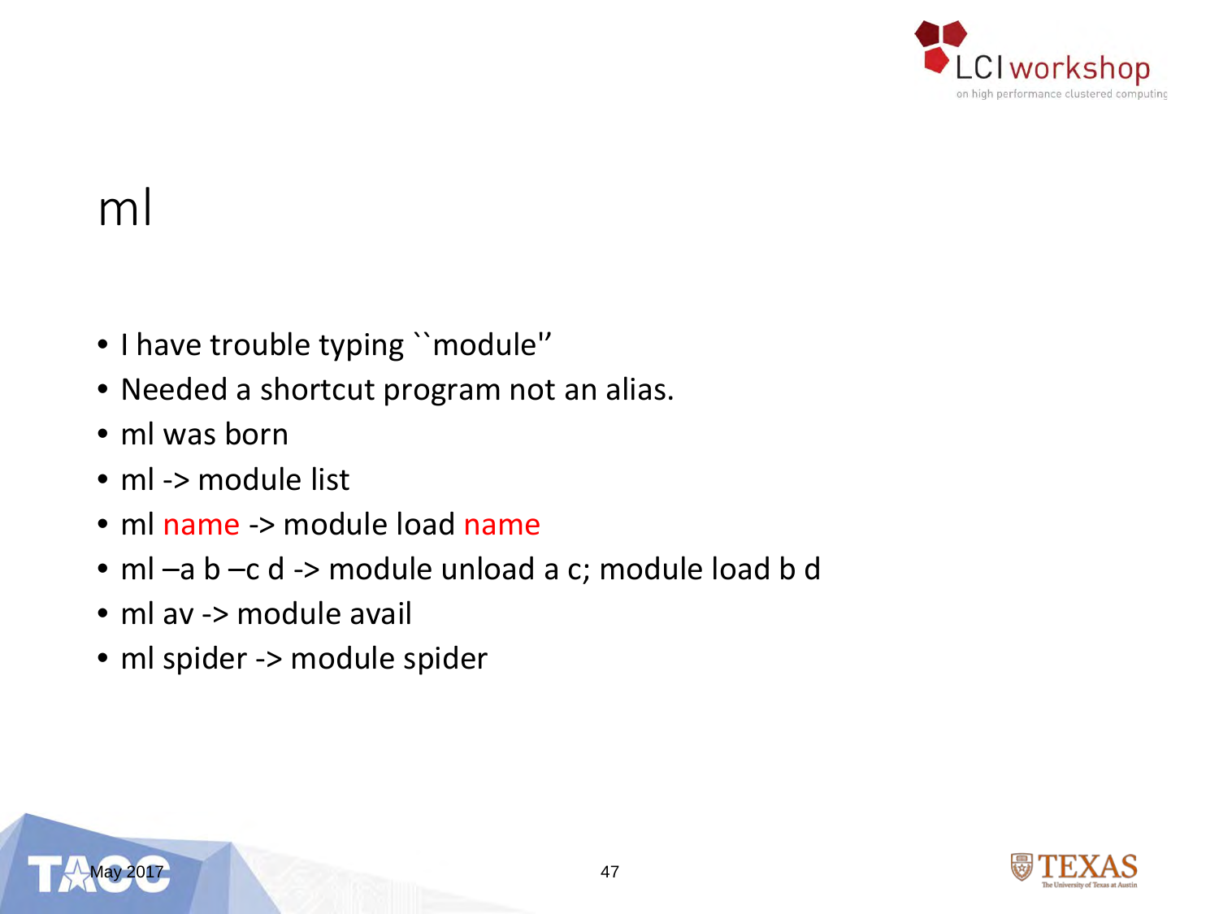# ml

- I have trouble typing ``module''
- Needed a shortcut program not an alias.
- ml was born
- ml -> module list
- ml name -> module load name
- ml –a b –c d -> module unload a c; module load b d
- ml av -> module avail
- ml spider -> module spider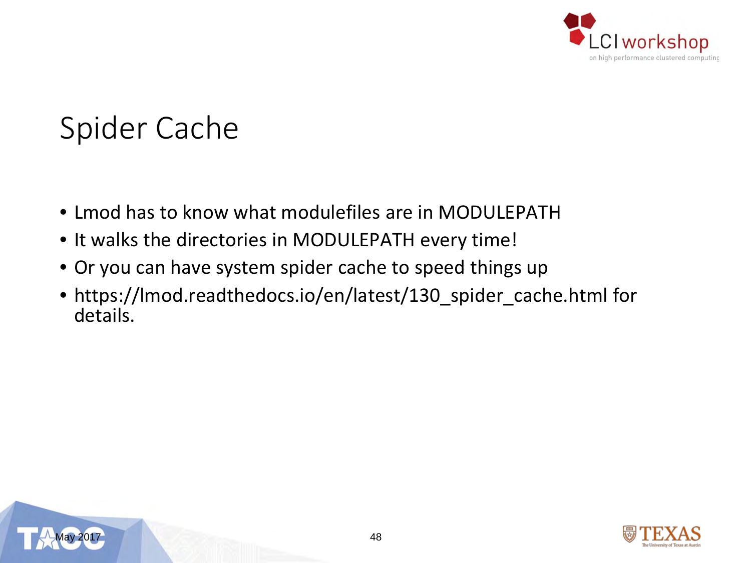# Spider Cache

- Lmod has to know what modulefiles are in MODULEPATH
- It walks the directories in MODULEPATH every time!
- Or you can have system spider cache to speed things up
- https://lmod.readthedocs.io/en/latest/130_spider_cache.html for details.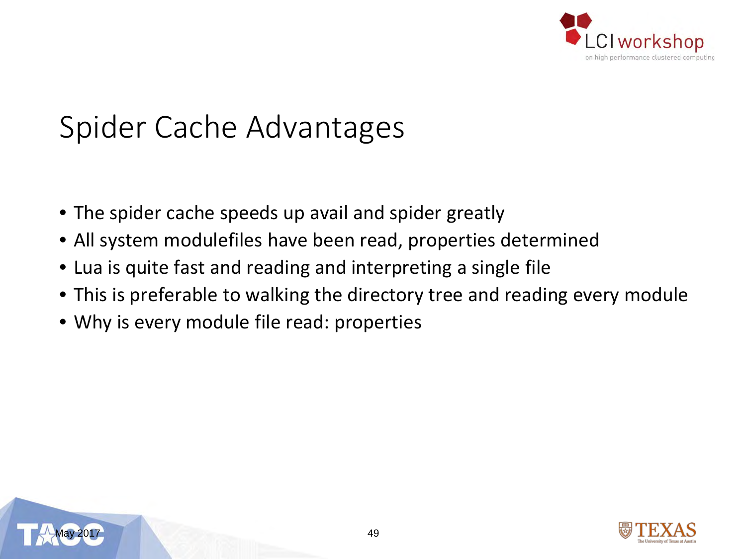# Spider Cache Advantages

- The spider cache speeds up avail and spider greatly
- All system modulefiles have been read, properties determined
- Lua is quite fast and reading and interpreting a single file
- This is preferable to walking the directory tree and reading every module
- Why is every module file read: properties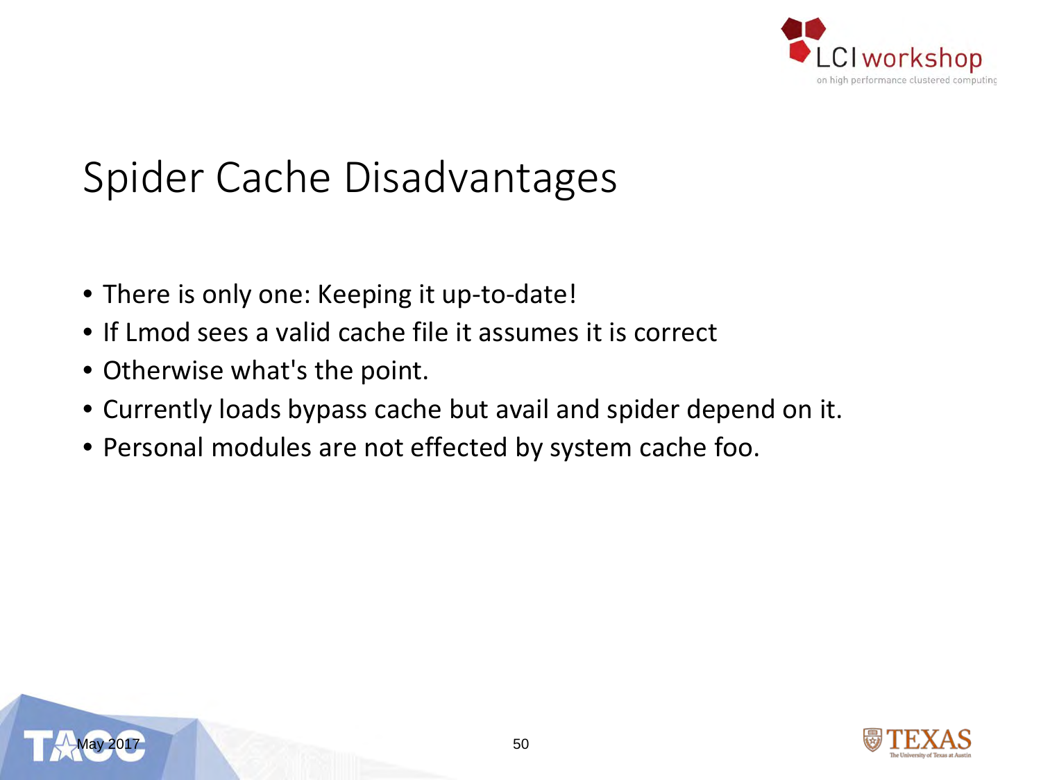# Spider Cache Disadvantages

- There is only one: Keeping it up-to-date!
- If Lmod sees a valid cache file it assumes it is correct
- Otherwise what's the point.
- Currently loads bypass cache but avail and spider depend on it.
- Personal modules are not effected by system cache foo.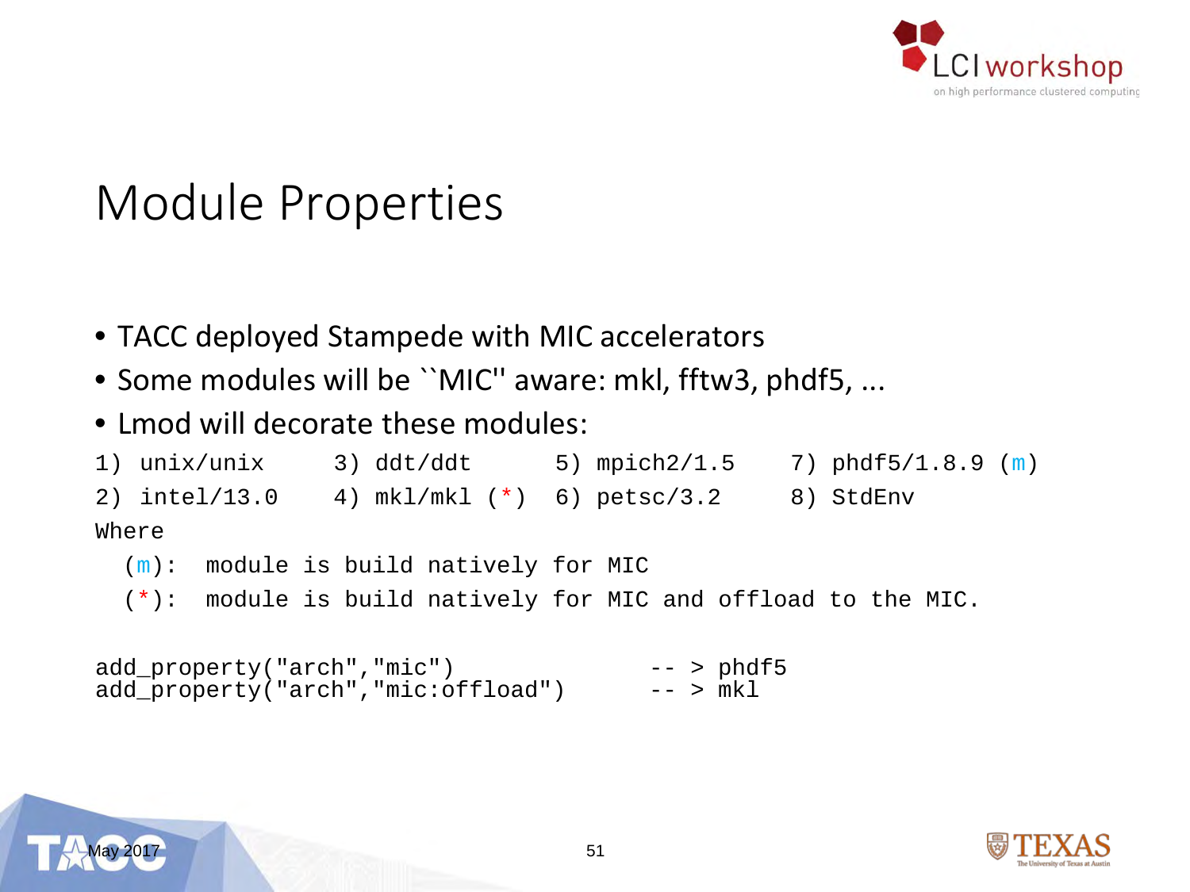# Module Properties

- TACC deployed Stampede with MIC accelerators
- Some modules will be ``MIC'' aware: mkl, fftw3, phdf5, ...
- Lmod will decorate these modules:

```
1) unix/unix     3) ddt/ddt      5) mpich2/1.5    7) phdf5/1.8.9 (m)
2) intel/13.0    4) mkl/mkl (*)  6) petsc/3.2     8) StdEnv
Where
  (m):  module is build natively for MIC
  (*):  module is build natively for MIC and offload to the MIC.
```

```
add_property("arch","mic")              -- > phdf5
add_property("arch","mic:offload")      -- > mkl
```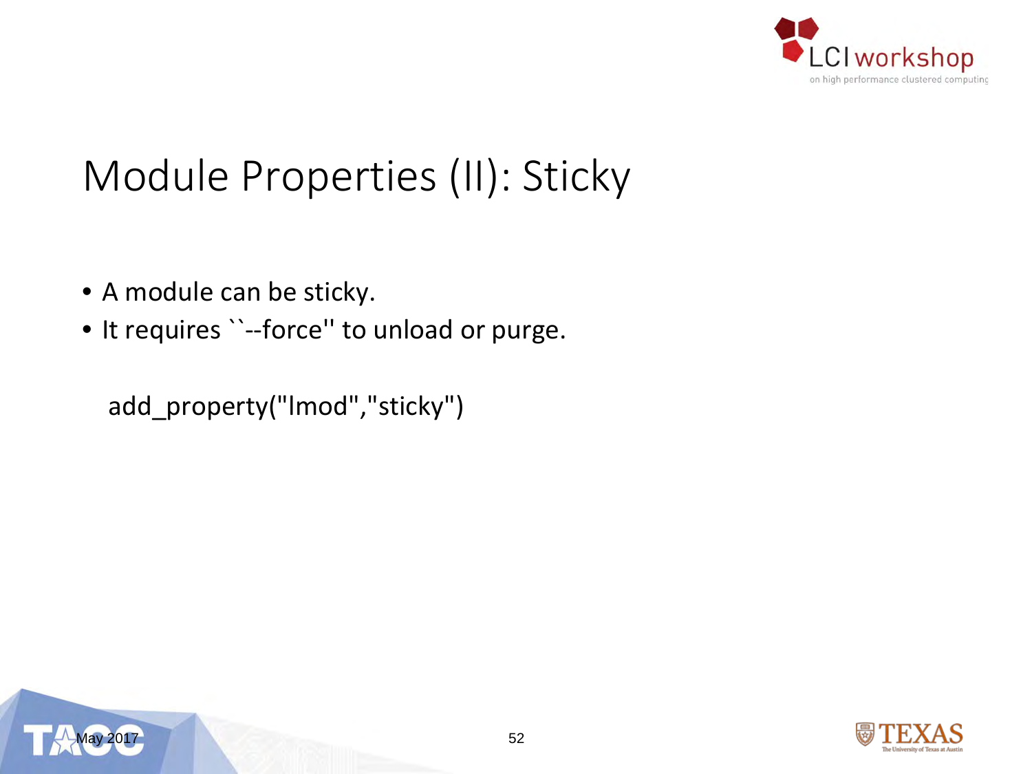# Module Properties (II): Sticky

- A module can be sticky.
- It requires ``--force'' to unload or purge.

```
add_property("lmod","sticky")
```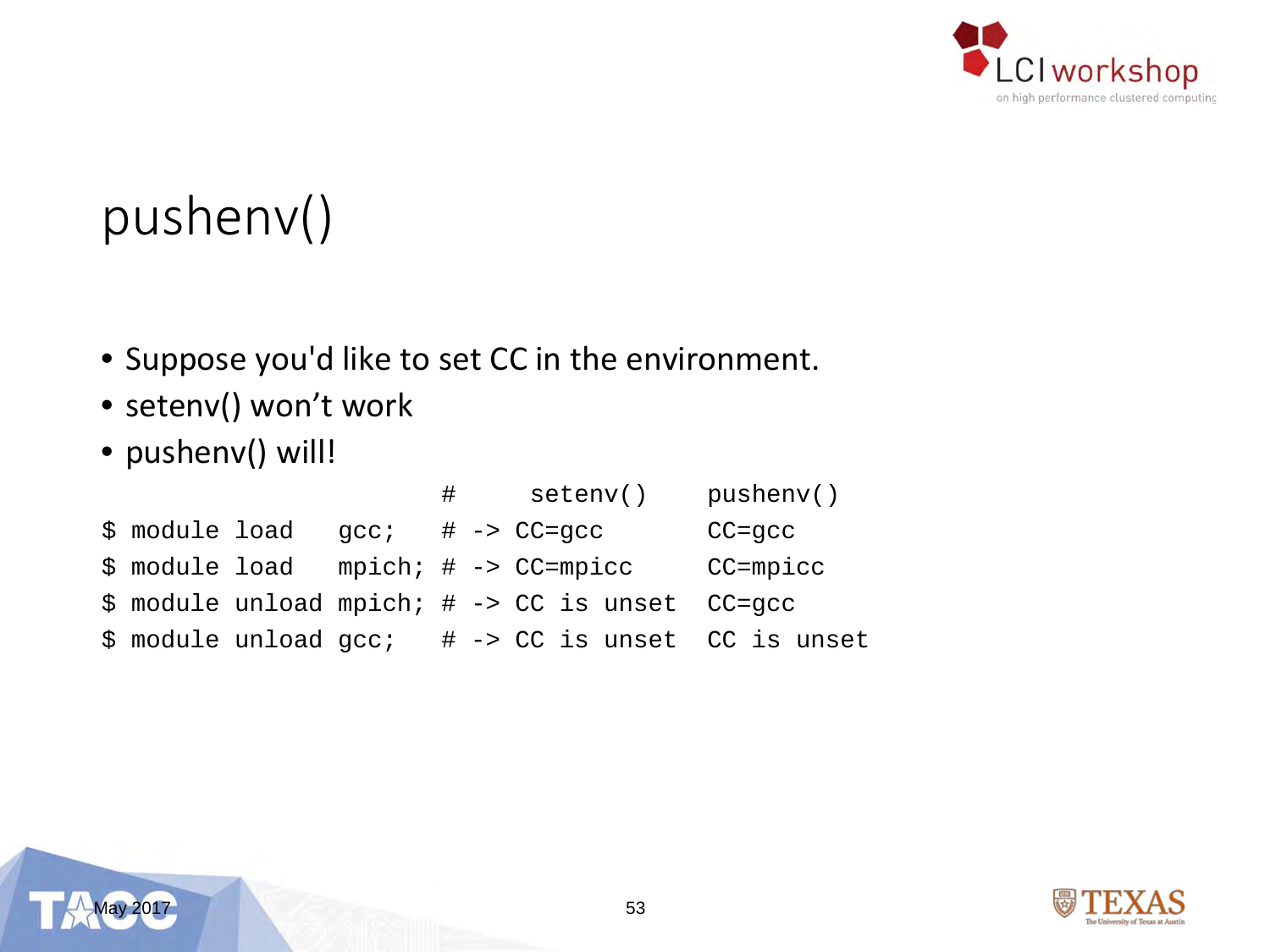# pushenv()

- Suppose you'd like to set CC in the environment.
- setenv() won't work
- pushenv() will!

```
                      #     setenv()    pushenv()
$ module load   gcc;   # -> CC=gcc       CC=gcc
$ module load   mpich; # -> CC=mpicc     CC=mpicc
$ module unload mpich; # -> CC is unset  CC=gcc
$ module unload gcc;   # -> CC is unset  CC is unset
```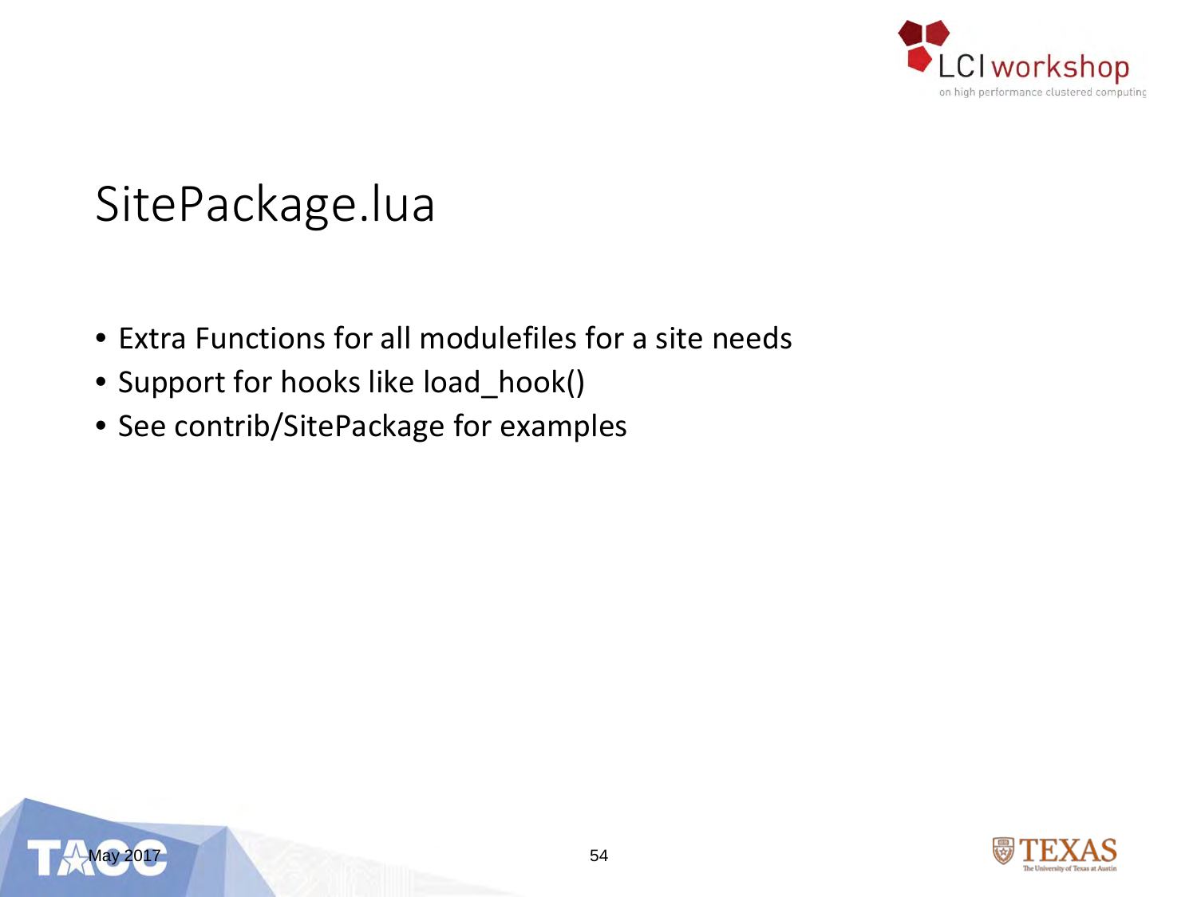# SitePackage.lua

- Extra Functions for all modulefiles for a site needs
- Support for hooks like load_hook()
- See contrib/SitePackage for examples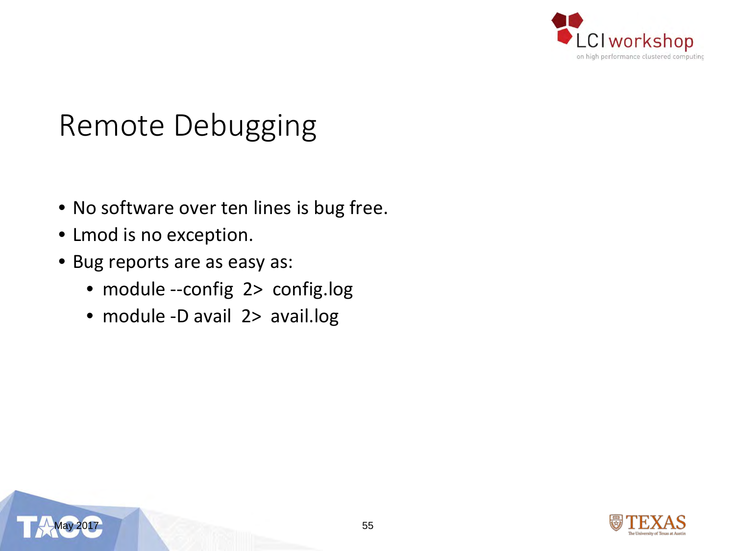# Remote Debugging

- No software over ten lines is bug free.
- Lmod is no exception.
- Bug reports are as easy as:
  - module --config 2> config.log
  - module -D avail 2> avail.log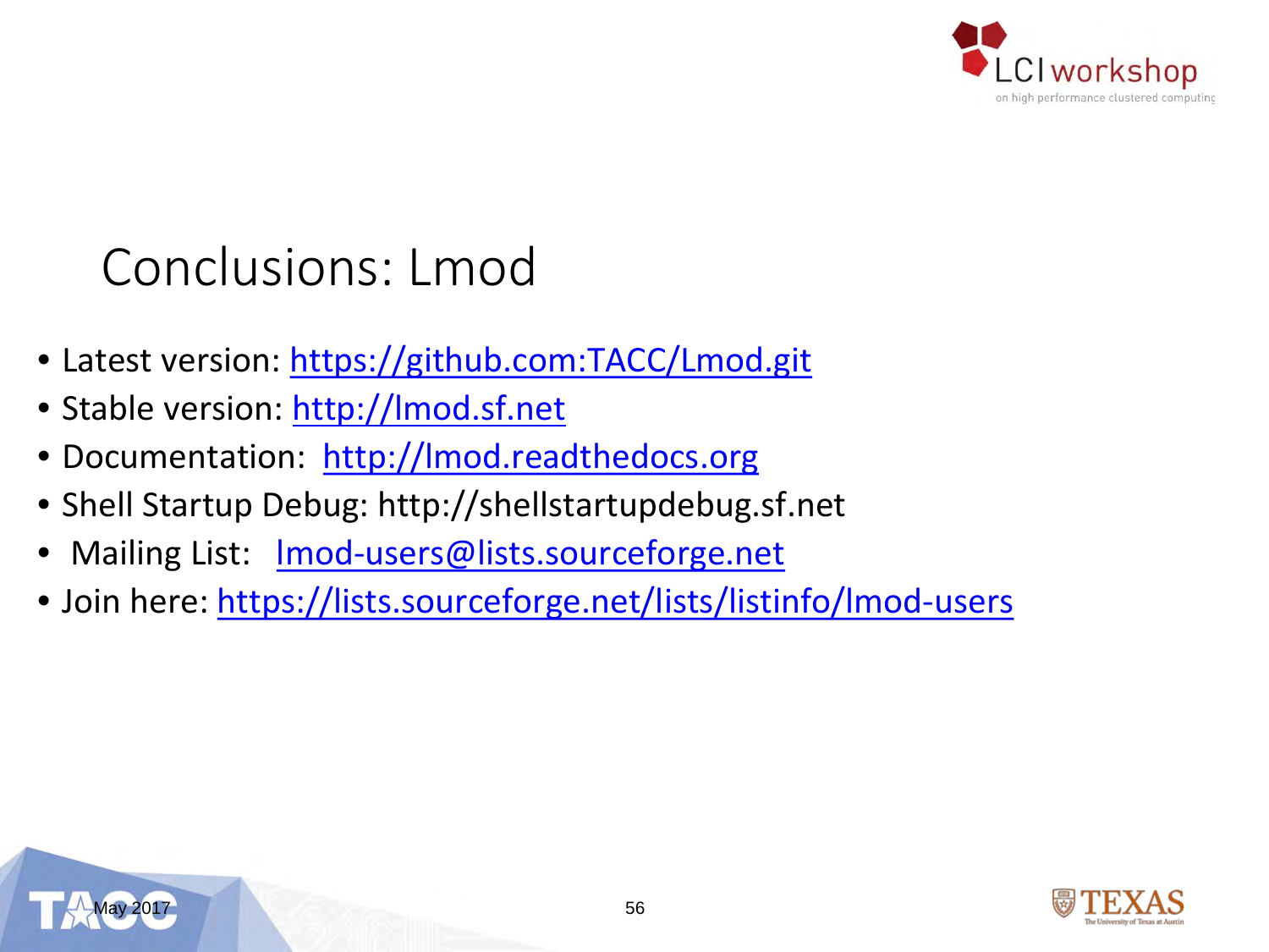# Conclusions: Lmod

- Latest version: https://github.com:TACC/Lmod.git
- Stable version: http://lmod.sf.net
- Documentation: http://lmod.readthedocs.org
- Shell Startup Debug: http://shellstartupdebug.sf.net
- Mailing List: lmod-users@lists.sourceforge.net
- Join here: https://lists.sourceforge.net/lists/listinfo/lmod-users